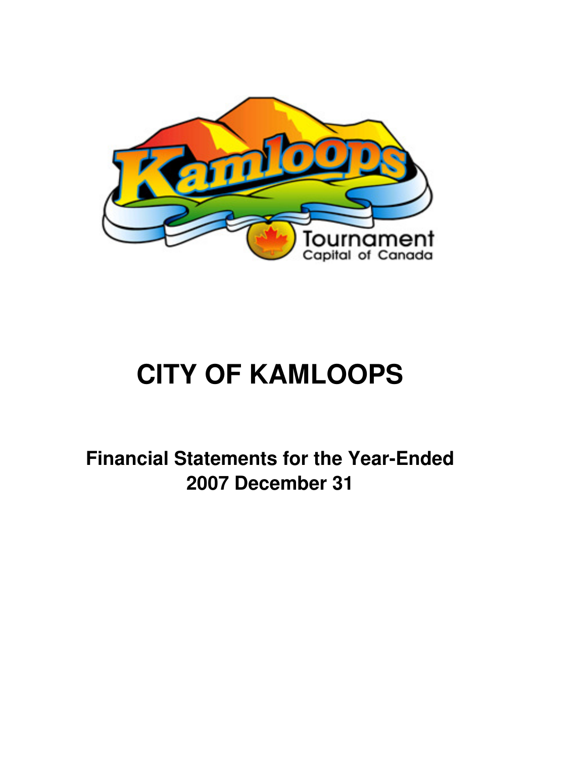# CITY OF KAMLOOPS

## Financial Statements for the Year-Ended 2007 December 31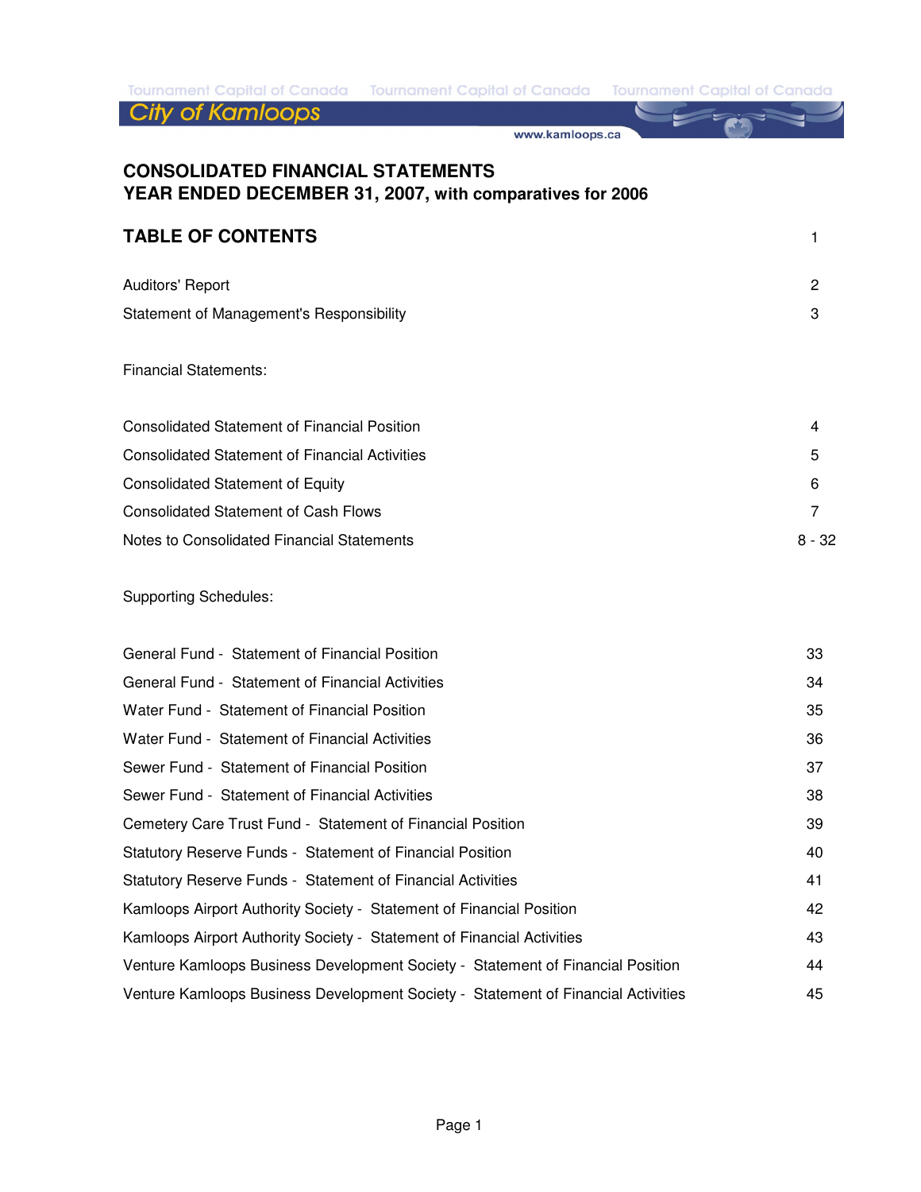City of Kamloops

# CONSOLIDATED FINANCIAL STATEMENTS
## YEAR ENDED DECEMBER 31, 2007, with comparatives for 2006

## TABLE OF CONTENTS 1

| | |
|---|---|
| Auditors' Report | 2 |
| Statement of Management's Responsibility | 3 |
| **Financial Statements:** | |
| Consolidated Statement of Financial Position | 4 |
| Consolidated Statement of Financial Activities | 5 |
| Consolidated Statement of Equity | 6 |
| Consolidated Statement of Cash Flows | 7 |
| Notes to Consolidated Financial Statements | 8 - 32 |
| **Supporting Schedules:** | |
| General Fund - Statement of Financial Position | 33 |
| General Fund - Statement of Financial Activities | 34 |
| Water Fund - Statement of Financial Position | 35 |
| Water Fund - Statement of Financial Activities | 36 |
| Sewer Fund - Statement of Financial Position | 37 |
| Sewer Fund - Statement of Financial Activities | 38 |
| Cemetery Care Trust Fund - Statement of Financial Position | 39 |
| Statutory Reserve Funds - Statement of Financial Position | 40 |
| Statutory Reserve Funds - Statement of Financial Activities | 41 |
| Kamloops Airport Authority Society - Statement of Financial Position | 42 |
| Kamloops Airport Authority Society - Statement of Financial Activities | 43 |
| Venture Kamloops Business Development Society - Statement of Financial Position | 44 |
| Venture Kamloops Business Development Society - Statement of Financial Activities | 45 |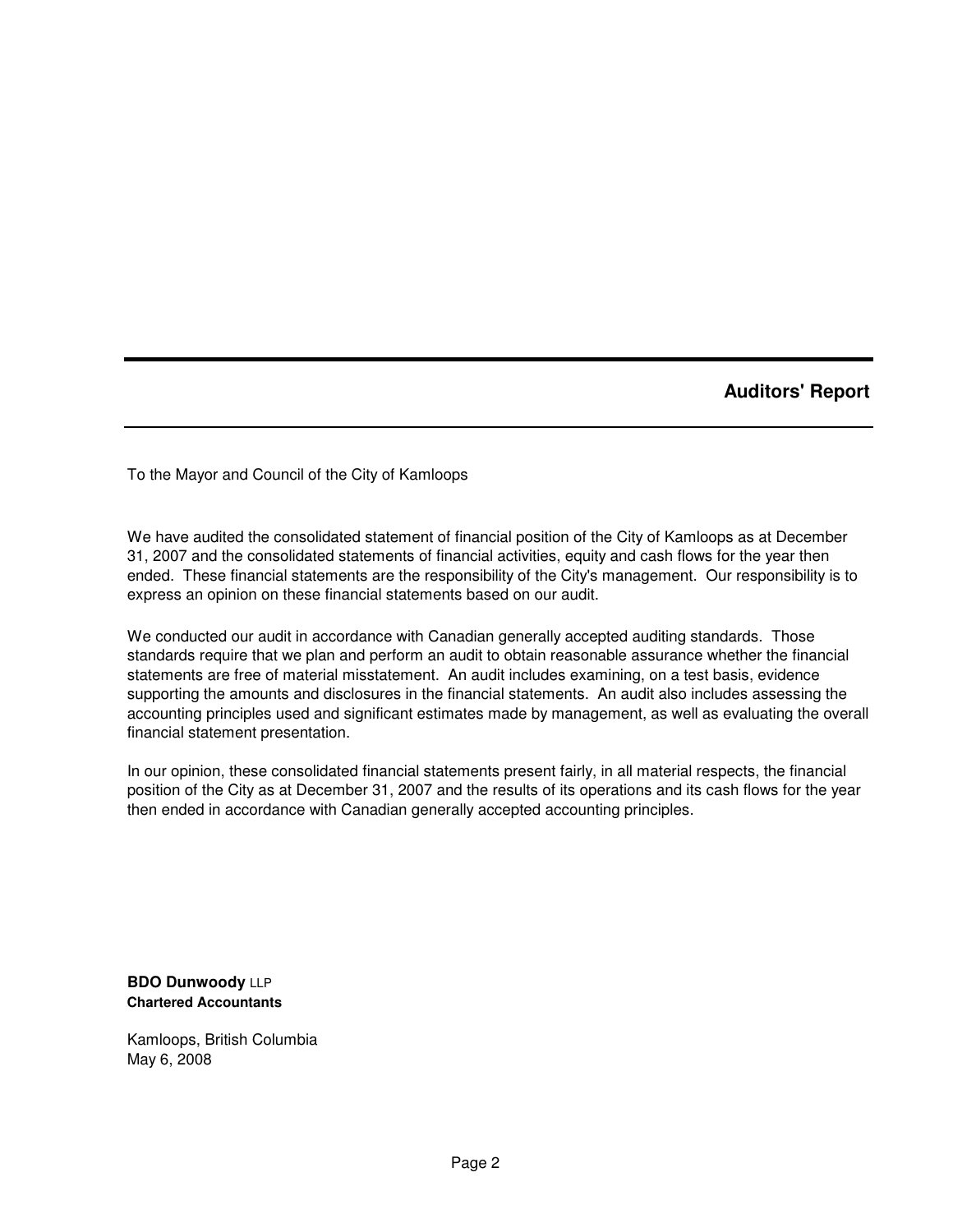## Auditors' Report

To the Mayor and Council of the City of Kamloops

We have audited the consolidated statement of financial position of the City of Kamloops as at December 31, 2007 and the consolidated statements of financial activities, equity and cash flows for the year then ended. These financial statements are the responsibility of the City's management. Our responsibility is to express an opinion on these financial statements based on our audit.

We conducted our audit in accordance with Canadian generally accepted auditing standards. Those standards require that we plan and perform an audit to obtain reasonable assurance whether the financial statements are free of material misstatement. An audit includes examining, on a test basis, evidence supporting the amounts and disclosures in the financial statements. An audit also includes assessing the accounting principles used and significant estimates made by management, as well as evaluating the overall financial statement presentation.

In our opinion, these consolidated financial statements present fairly, in all material respects, the financial position of the City as at December 31, 2007 and the results of its operations and its cash flows for the year then ended in accordance with Canadian generally accepted accounting principles.

**BDO Dunwoody** LLP
**Chartered Accountants**

Kamloops, British Columbia
May 6, 2008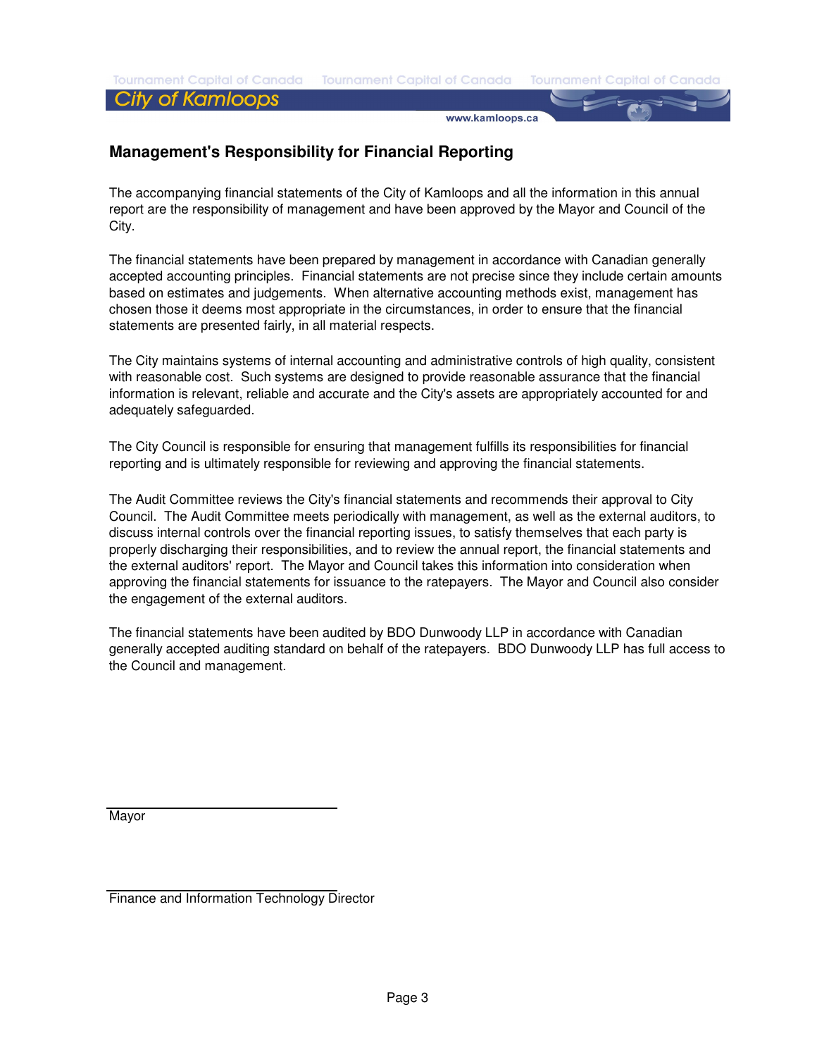## Management's Responsibility for Financial Reporting

The accompanying financial statements of the City of Kamloops and all the information in this annual report are the responsibility of management and have been approved by the Mayor and Council of the City.

The financial statements have been prepared by management in accordance with Canadian generally accepted accounting principles. Financial statements are not precise since they include certain amounts based on estimates and judgements. When alternative accounting methods exist, management has chosen those it deems most appropriate in the circumstances, in order to ensure that the financial statements are presented fairly, in all material respects.

The City maintains systems of internal accounting and administrative controls of high quality, consistent with reasonable cost. Such systems are designed to provide reasonable assurance that the financial information is relevant, reliable and accurate and the City's assets are appropriately accounted for and adequately safeguarded.

The City Council is responsible for ensuring that management fulfills its responsibilities for financial reporting and is ultimately responsible for reviewing and approving the financial statements.

The Audit Committee reviews the City's financial statements and recommends their approval to City Council. The Audit Committee meets periodically with management, as well as the external auditors, to discuss internal controls over the financial reporting issues, to satisfy themselves that each party is properly discharging their responsibilities, and to review the annual report, the financial statements and the external auditors' report. The Mayor and Council takes this information into consideration when approving the financial statements for issuance to the ratepayers. The Mayor and Council also consider the engagement of the external auditors.

The financial statements have been audited by BDO Dunwoody LLP in accordance with Canadian generally accepted auditing standard on behalf of the ratepayers. BDO Dunwoody LLP has full access to the Council and management.

Mayor

Finance and Information Technology Director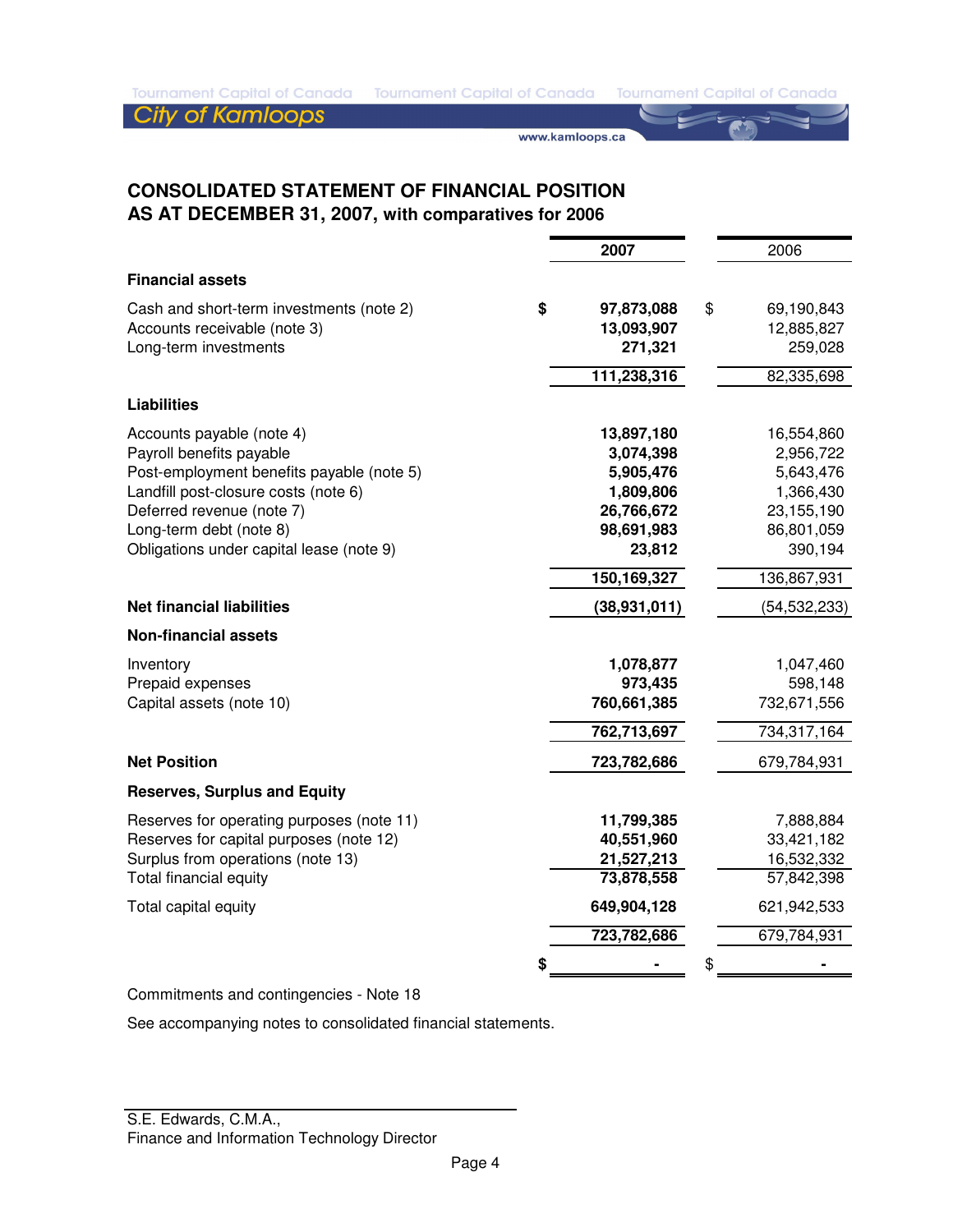# CONSOLIDATED STATEMENT OF FINANCIAL POSITION
## AS AT DECEMBER 31, 2007, with comparatives for 2006

| | **2007** | 2006 |
|---|---|---|
| **Financial assets** | | |
| Cash and short-term investments (note 2) | **$ 97,873,088** | $ 69,190,843 |
| Accounts receivable (note 3) | **13,093,907** | 12,885,827 |
| Long-term investments | **271,321** | 259,028 |
| | **111,238,316** | 82,335,698 |
| **Liabilities** | | |
| Accounts payable (note 4) | **13,897,180** | 16,554,860 |
| Payroll benefits payable | **3,074,398** | 2,956,722 |
| Post-employment benefits payable (note 5) | **5,905,476** | 5,643,476 |
| Landfill post-closure costs (note 6) | **1,809,806** | 1,366,430 |
| Deferred revenue (note 7) | **26,766,672** | 23,155,190 |
| Long-term debt (note 8) | **98,691,983** | 86,801,059 |
| Obligations under capital lease (note 9) | **23,812** | 390,194 |
| | **150,169,327** | 136,867,931 |
| **Net financial liabilities** | **(38,931,011)** | (54,532,233) |
| **Non-financial assets** | | |
| Inventory | **1,078,877** | 1,047,460 |
| Prepaid expenses | **973,435** | 598,148 |
| Capital assets (note 10) | **760,661,385** | 732,671,556 |
| | **762,713,697** | 734,317,164 |
| **Net Position** | **723,782,686** | 679,784,931 |
| **Reserves, Surplus and Equity** | | |
| Reserves for operating purposes (note 11) | **11,799,385** | 7,888,884 |
| Reserves for capital purposes (note 12) | **40,551,960** | 33,421,182 |
| Surplus from operations (note 13) | **21,527,213** | 16,532,332 |
| Total financial equity | **73,878,558** | 57,842,398 |
| Total capital equity | **649,904,128** | 621,942,533 |
| | **723,782,686** | 679,784,931 |
| | **$ -** | $ - |

Commitments and contingencies - Note 18

See accompanying notes to consolidated financial statements.

S.E. Edwards, C.M.A.,
Finance and Information Technology Director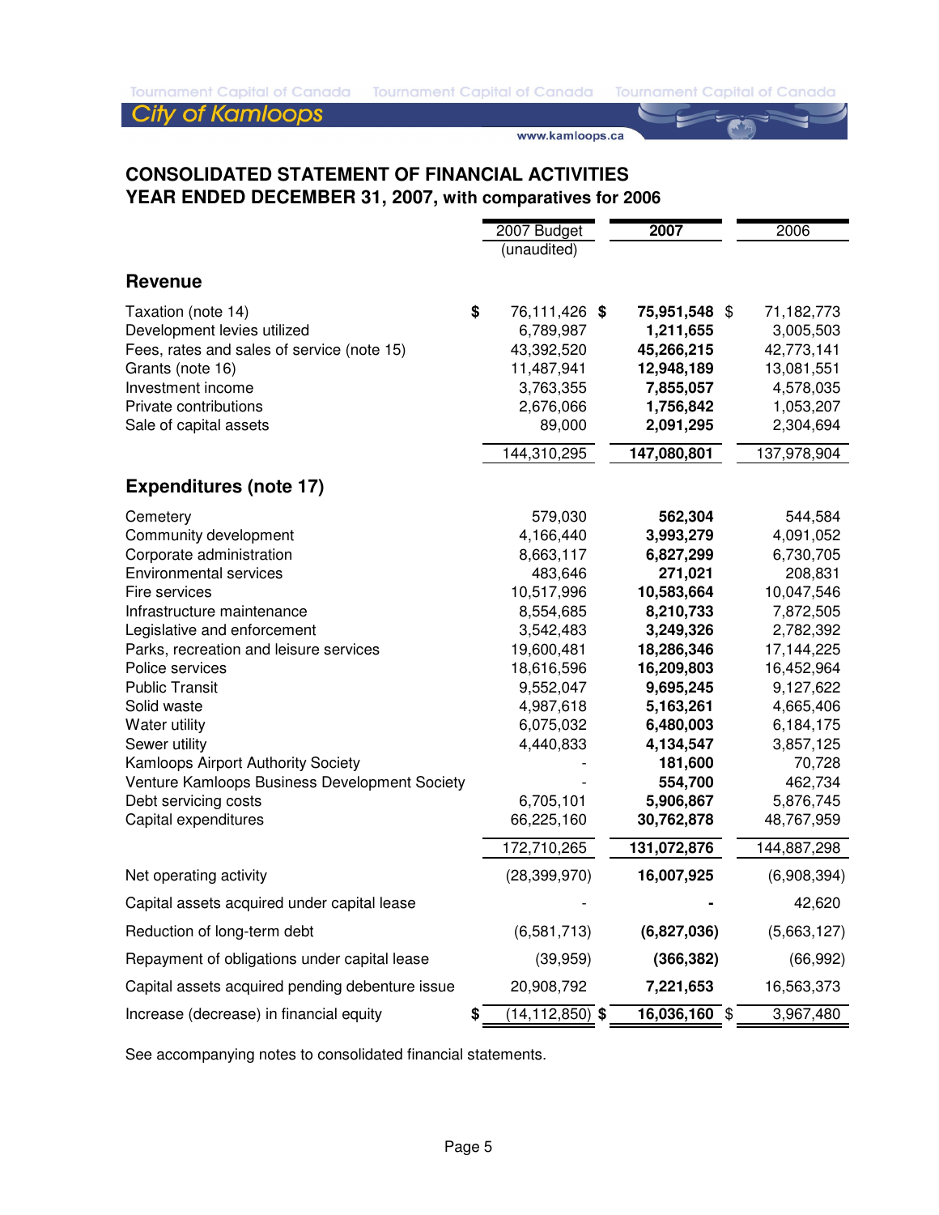# CONSOLIDATED STATEMENT OF FINANCIAL ACTIVITIES

## YEAR ENDED DECEMBER 31, 2007, with comparatives for 2006

| | 2007 Budget (unaudited) | 2007 | 2006 |
|---|---|---|---|
| **Revenue** | | | |
| Taxation (note 14) | $ 76,111,426 | $ **75,951,548** | $ 71,182,773 |
| Development levies utilized | 6,789,987 | **1,211,655** | 3,005,503 |
| Fees, rates and sales of service (note 15) | 43,392,520 | **45,266,215** | 42,773,141 |
| Grants (note 16) | 11,487,941 | **12,948,189** | 13,081,551 |
| Investment income | 3,763,355 | **7,855,057** | 4,578,035 |
| Private contributions | 2,676,066 | **1,756,842** | 1,053,207 |
| Sale of capital assets | 89,000 | **2,091,295** | 2,304,694 |
| | 144,310,295 | **147,080,801** | 137,978,904 |
| **Expenditures (note 17)** | | | |
| Cemetery | 579,030 | **562,304** | 544,584 |
| Community development | 4,166,440 | **3,993,279** | 4,091,052 |
| Corporate administration | 8,663,117 | **6,827,299** | 6,730,705 |
| Environmental services | 483,646 | **271,021** | 208,831 |
| Fire services | 10,517,996 | **10,583,664** | 10,047,546 |
| Infrastructure maintenance | 8,554,685 | **8,210,733** | 7,872,505 |
| Legislative and enforcement | 3,542,483 | **3,249,326** | 2,782,392 |
| Parks, recreation and leisure services | 19,600,481 | **18,286,346** | 17,144,225 |
| Police services | 18,616,596 | **16,209,803** | 16,452,964 |
| Public Transit | 9,552,047 | **9,695,245** | 9,127,622 |
| Solid waste | 4,987,618 | **5,163,261** | 4,665,406 |
| Water utility | 6,075,032 | **6,480,003** | 6,184,175 |
| Sewer utility | 4,440,833 | **4,134,547** | 3,857,125 |
| Kamloops Airport Authority Society | - | **181,600** | 70,728 |
| Venture Kamloops Business Development Society | - | **554,700** | 462,734 |
| Debt servicing costs | 6,705,101 | **5,906,867** | 5,876,745 |
| Capital expenditures | 66,225,160 | **30,762,878** | 48,767,959 |
| | 172,710,265 | **131,072,876** | 144,887,298 |
| Net operating activity | (28,399,970) | **16,007,925** | (6,908,394) |
| Capital assets acquired under capital lease | - | **-** | 42,620 |
| Reduction of long-term debt | (6,581,713) | **(6,827,036)** | (5,663,127) |
| Repayment of obligations under capital lease | (39,959) | **(366,382)** | (66,992) |
| Capital assets acquired pending debenture issue | 20,908,792 | **7,221,653** | 16,563,373 |
| Increase (decrease) in financial equity | $ (14,112,850) | $ **16,036,160** | $ 3,967,480 |

See accompanying notes to consolidated financial statements.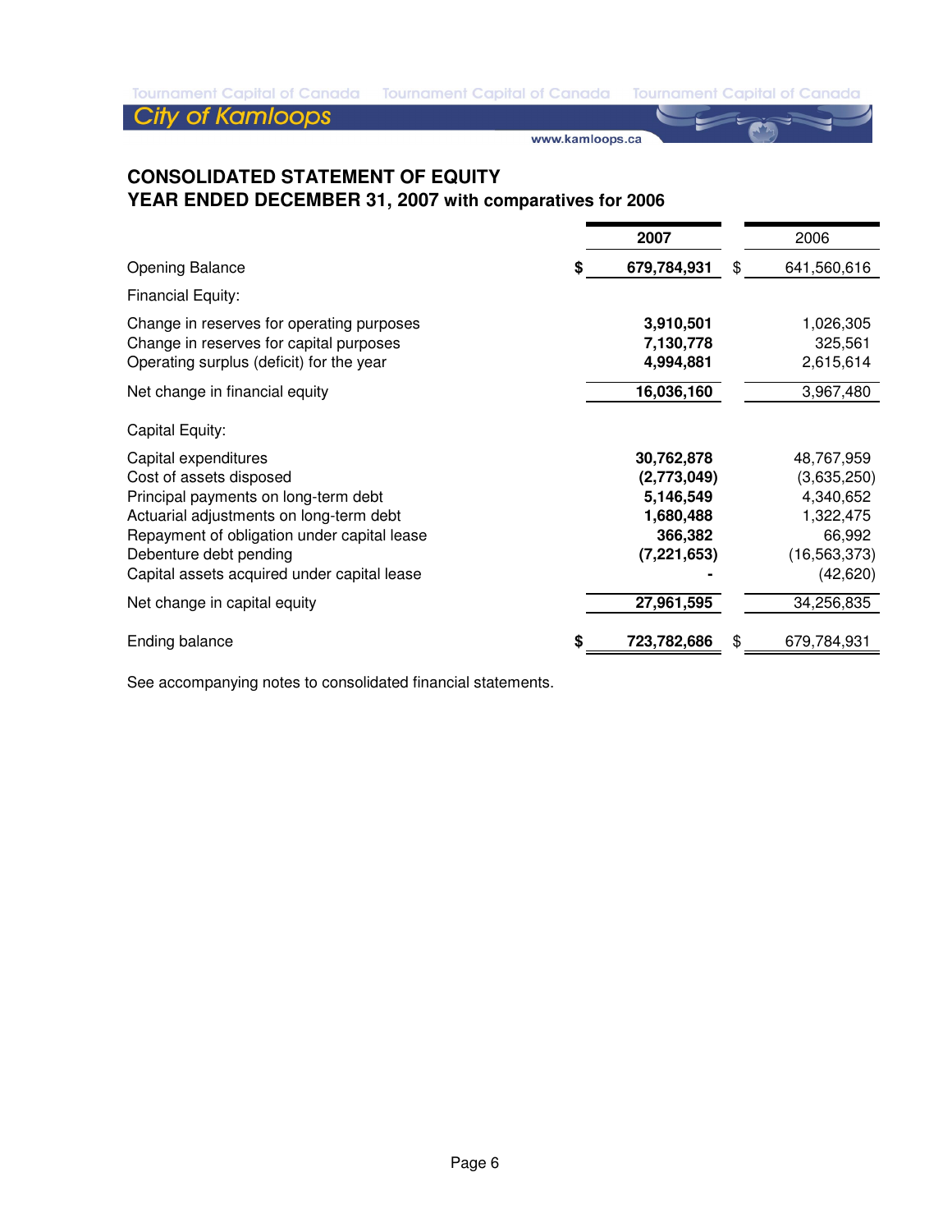# CONSOLIDATED STATEMENT OF EQUITY

## YEAR ENDED DECEMBER 31, 2007 with comparatives for 2006

| | 2007 | 2006 |
|---|---|---|
| Opening Balance | **$ 679,784,931** | $ 641,560,616 |
| Financial Equity: | | |
| Change in reserves for operating purposes | **3,910,501** | 1,026,305 |
| Change in reserves for capital purposes | **7,130,778** | 325,561 |
| Operating surplus (deficit) for the year | **4,994,881** | 2,615,614 |
| Net change in financial equity | **16,036,160** | 3,967,480 |
| Capital Equity: | | |
| Capital expenditures | **30,762,878** | 48,767,959 |
| Cost of assets disposed | **(2,773,049)** | (3,635,250) |
| Principal payments on long-term debt | **5,146,549** | 4,340,652 |
| Actuarial adjustments on long-term debt | **1,680,488** | 1,322,475 |
| Repayment of obligation under capital lease | **366,382** | 66,992 |
| Debenture debt pending | **(7,221,653)** | (16,563,373) |
| Capital assets acquired under capital lease | **-** | (42,620) |
| Net change in capital equity | **27,961,595** | 34,256,835 |
| Ending balance | **$ 723,782,686** | $ 679,784,931 |

See accompanying notes to consolidated financial statements.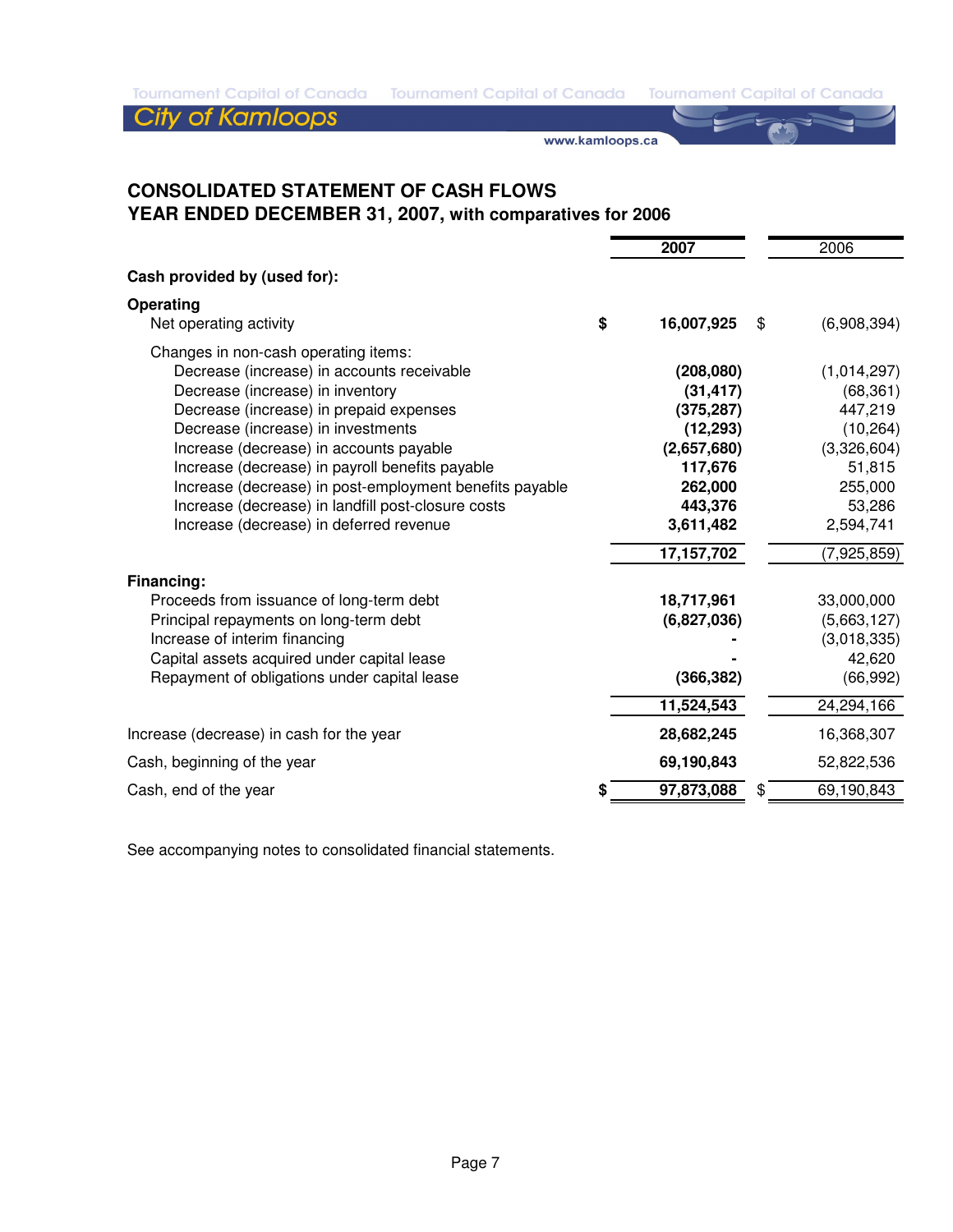## CONSOLIDATED STATEMENT OF CASH FLOWS
## YEAR ENDED DECEMBER 31, 2007, with comparatives for 2006

| | 2007 | 2006 |
|---|---|---|
| **Cash provided by (used for):** | | |
| **Operating** | | |
| Net operating activity | $ **16,007,925** | $ (6,908,394) |
| Changes in non-cash operating items: | | |
| Decrease (increase) in accounts receivable | **(208,080)** | (1,014,297) |
| Decrease (increase) in inventory | **(31,417)** | (68,361) |
| Decrease (increase) in prepaid expenses | **(375,287)** | 447,219 |
| Decrease (increase) in investments | **(12,293)** | (10,264) |
| Increase (decrease) in accounts payable | **(2,657,680)** | (3,326,604) |
| Increase (decrease) in payroll benefits payable | **117,676** | 51,815 |
| Increase (decrease) in post-employment benefits payable | **262,000** | 255,000 |
| Increase (decrease) in landfill post-closure costs | **443,376** | 53,286 |
| Increase (decrease) in deferred revenue | **3,611,482** | 2,594,741 |
| | **17,157,702** | (7,925,859) |
| **Financing:** | | |
| Proceeds from issuance of long-term debt | **18,717,961** | 33,000,000 |
| Principal repayments on long-term debt | **(6,827,036)** | (5,663,127) |
| Increase of interim financing | **-** | (3,018,335) |
| Capital assets acquired under capital lease | **-** | 42,620 |
| Repayment of obligations under capital lease | **(366,382)** | (66,992) |
| | **11,524,543** | 24,294,166 |
| Increase (decrease) in cash for the year | **28,682,245** | 16,368,307 |
| Cash, beginning of the year | **69,190,843** | 52,822,536 |
| Cash, end of the year | $ **97,873,088** | $ 69,190,843 |

See accompanying notes to consolidated financial statements.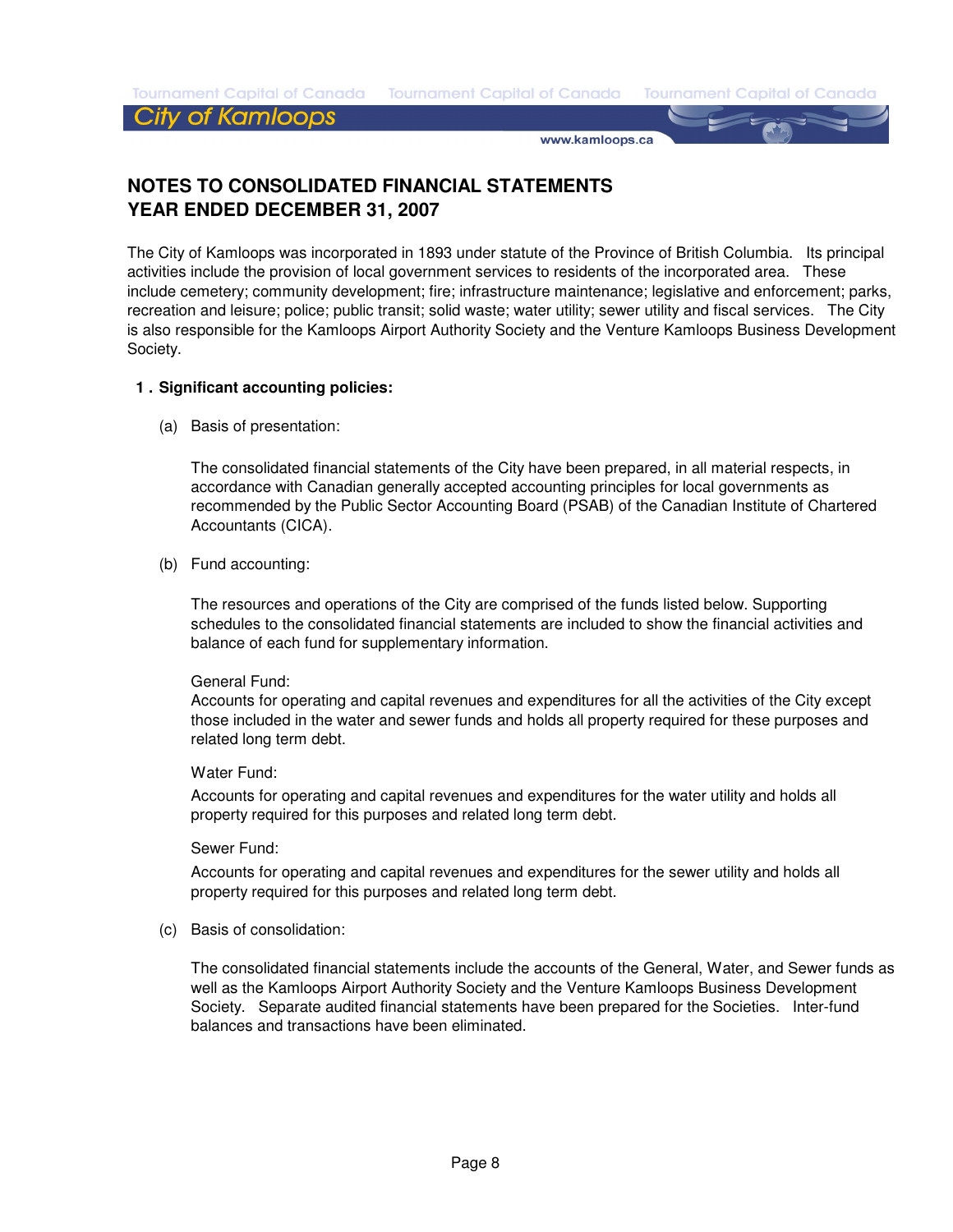# NOTES TO CONSOLIDATED FINANCIAL STATEMENTS
# YEAR ENDED DECEMBER 31, 2007

The City of Kamloops was incorporated in 1893 under statute of the Province of British Columbia. Its principal activities include the provision of local government services to residents of the incorporated area. These include cemetery; community development; fire; infrastructure maintenance; legislative and enforcement; parks, recreation and leisure; police; public transit; solid waste; water utility; sewer utility and fiscal services. The City is also responsible for the Kamloops Airport Authority Society and the Venture Kamloops Business Development Society.

## 1. Significant accounting policies:

(a) Basis of presentation:

The consolidated financial statements of the City have been prepared, in all material respects, in accordance with Canadian generally accepted accounting principles for local governments as recommended by the Public Sector Accounting Board (PSAB) of the Canadian Institute of Chartered Accountants (CICA).

(b) Fund accounting:

The resources and operations of the City are comprised of the funds listed below. Supporting schedules to the consolidated financial statements are included to show the financial activities and balance of each fund for supplementary information.

General Fund:
Accounts for operating and capital revenues and expenditures for all the activities of the City except those included in the water and sewer funds and holds all property required for these purposes and related long term debt.

Water Fund:
Accounts for operating and capital revenues and expenditures for the water utility and holds all property required for this purposes and related long term debt.

Sewer Fund:
Accounts for operating and capital revenues and expenditures for the sewer utility and holds all property required for this purposes and related long term debt.

(c) Basis of consolidation:

The consolidated financial statements include the accounts of the General, Water, and Sewer funds as well as the Kamloops Airport Authority Society and the Venture Kamloops Business Development Society. Separate audited financial statements have been prepared for the Societies. Inter-fund balances and transactions have been eliminated.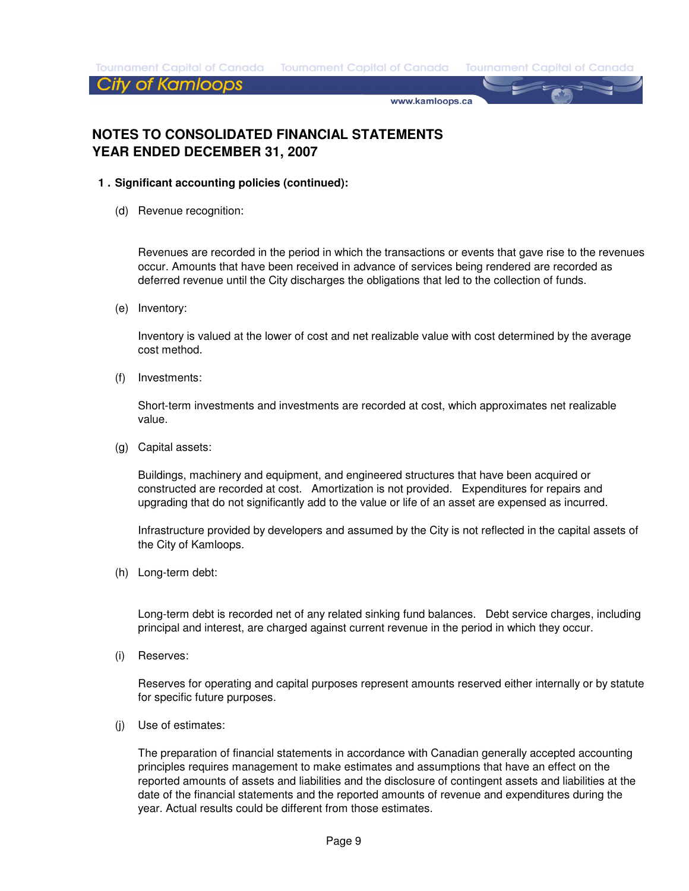## NOTES TO CONSOLIDATED FINANCIAL STATEMENTS
## YEAR ENDED DECEMBER 31, 2007

**1 . Significant accounting policies (continued):**

(d) Revenue recognition:

Revenues are recorded in the period in which the transactions or events that gave rise to the revenues occur. Amounts that have been received in advance of services being rendered are recorded as deferred revenue until the City discharges the obligations that led to the collection of funds.

(e) Inventory:

Inventory is valued at the lower of cost and net realizable value with cost determined by the average cost method.

(f) Investments:

Short-term investments and investments are recorded at cost, which approximates net realizable value.

(g) Capital assets:

Buildings, machinery and equipment, and engineered structures that have been acquired or constructed are recorded at cost. Amortization is not provided. Expenditures for repairs and upgrading that do not significantly add to the value or life of an asset are expensed as incurred.

Infrastructure provided by developers and assumed by the City is not reflected in the capital assets of the City of Kamloops.

(h) Long-term debt:

Long-term debt is recorded net of any related sinking fund balances. Debt service charges, including principal and interest, are charged against current revenue in the period in which they occur.

(i) Reserves:

Reserves for operating and capital purposes represent amounts reserved either internally or by statute for specific future purposes.

(j) Use of estimates:

The preparation of financial statements in accordance with Canadian generally accepted accounting principles requires management to make estimates and assumptions that have an effect on the reported amounts of assets and liabilities and the disclosure of contingent assets and liabilities at the date of the financial statements and the reported amounts of revenue and expenditures during the year. Actual results could be different from those estimates.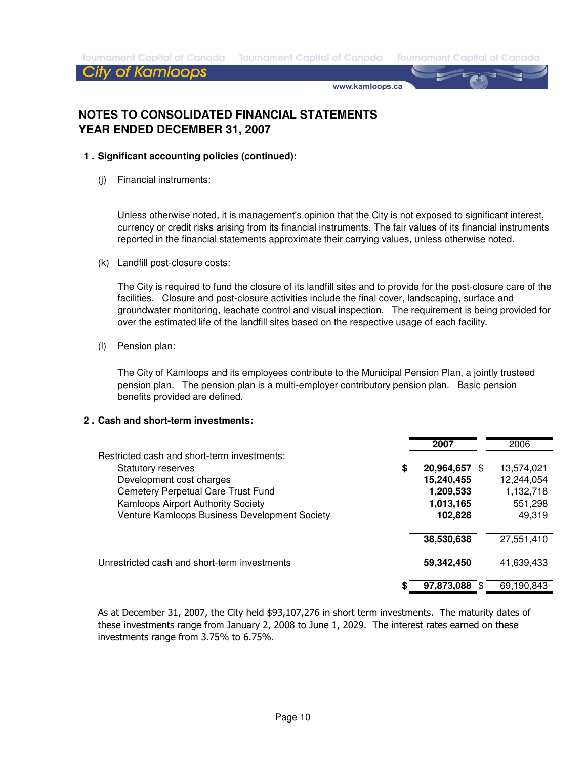# NOTES TO CONSOLIDATED FINANCIAL STATEMENTS
# YEAR ENDED DECEMBER 31, 2007

## 1. Significant accounting policies (continued):

(j) Financial instruments:

Unless otherwise noted, it is management's opinion that the City is not exposed to significant interest, currency or credit risks arising from its financial instruments. The fair values of its financial instruments reported in the financial statements approximate their carrying values, unless otherwise noted.

(k) Landfill post-closure costs:

The City is required to fund the closure of its landfill sites and to provide for the post-closure care of the facilities. Closure and post-closure activities include the final cover, landscaping, surface and groundwater monitoring, leachate control and visual inspection. The requirement is being provided for over the estimated life of the landfill sites based on the respective usage of each facility.

(l) Pension plan:

The City of Kamloops and its employees contribute to the Municipal Pension Plan, a jointly trusteed pension plan. The pension plan is a multi-employer contributory pension plan. Basic pension benefits provided are defined.

## 2. Cash and short-term investments:

| | 2007 | 2006 |
|---|---|---|
| Restricted cash and short-term investments: | | |
| Statutory reserves | $ **20,964,657** | $ 13,574,021 |
| Development cost charges | **15,240,455** | 12,244,054 |
| Cemetery Perpetual Care Trust Fund | **1,209,533** | 1,132,718 |
| Kamloops Airport Authority Society | **1,013,165** | 551,298 |
| Venture Kamloops Business Development Society | **102,828** | 49,319 |
| | **38,530,638** | 27,551,410 |
| Unrestricted cash and short-term investments | **59,342,450** | 41,639,433 |
| | $ **97,873,088** | $ 69,190,843 |

As at December 31, 2007, the City held $93,107,276 in short term investments. The maturity dates of these investments range from January 2, 2008 to June 1, 2029. The interest rates earned on these investments range from 3.75% to 6.75%.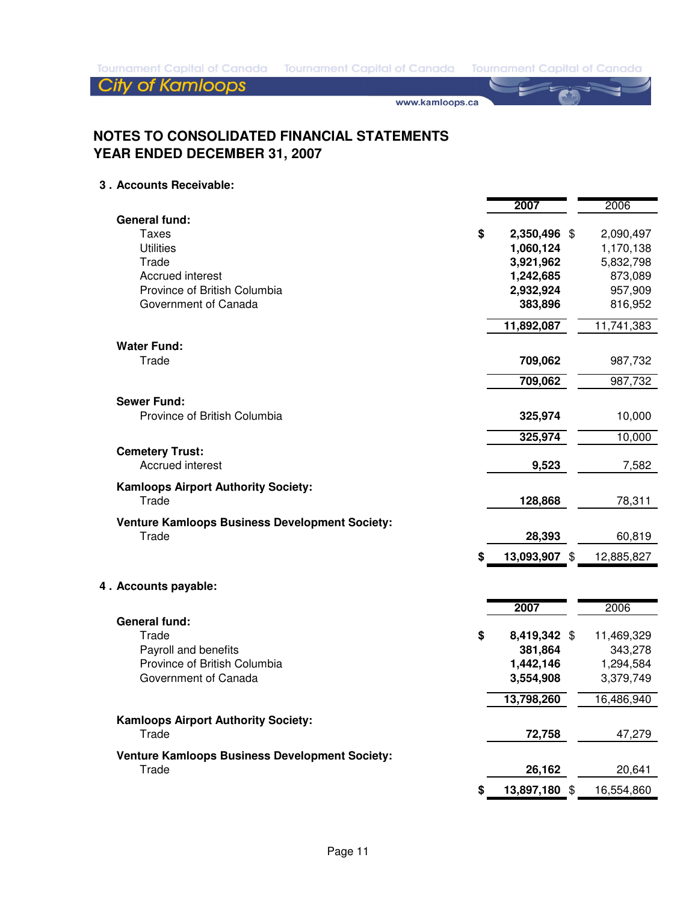# NOTES TO CONSOLIDATED FINANCIAL STATEMENTS
# YEAR ENDED DECEMBER 31, 2007

## 3. Accounts Receivable:

| | 2007 | 2006 |
|---|---|---|
| **General fund:** | | |
| Taxes | **$ 2,350,496** | $ 2,090,497 |
| Utilities | **1,060,124** | 1,170,138 |
| Trade | **3,921,962** | 5,832,798 |
| Accrued interest | **1,242,685** | 873,089 |
| Province of British Columbia | **2,932,924** | 957,909 |
| Government of Canada | **383,896** | 816,952 |
| | **11,892,087** | 11,741,383 |
| **Water Fund:** | | |
| Trade | **709,062** | 987,732 |
| | **709,062** | 987,732 |
| **Sewer Fund:** | | |
| Province of British Columbia | **325,974** | 10,000 |
| | **325,974** | 10,000 |
| **Cemetery Trust:** | | |
| Accrued interest | **9,523** | 7,582 |
| **Kamloops Airport Authority Society:** | | |
| Trade | **128,868** | 78,311 |
| **Venture Kamloops Business Development Society:** | | |
| Trade | **28,393** | 60,819 |
| | **$ 13,093,907** | $ 12,885,827 |

## 4. Accounts payable:

| | 2007 | 2006 |
|---|---|---|
| **General fund:** | | |
| Trade | **$ 8,419,342** | $ 11,469,329 |
| Payroll and benefits | **381,864** | 343,278 |
| Province of British Columbia | **1,442,146** | 1,294,584 |
| Government of Canada | **3,554,908** | 3,379,749 |
| | **13,798,260** | 16,486,940 |
| **Kamloops Airport Authority Society:** | | |
| Trade | **72,758** | 47,279 |
| **Venture Kamloops Business Development Society:** | | |
| Trade | **26,162** | 20,641 |
| | **$ 13,897,180** | $ 16,554,860 |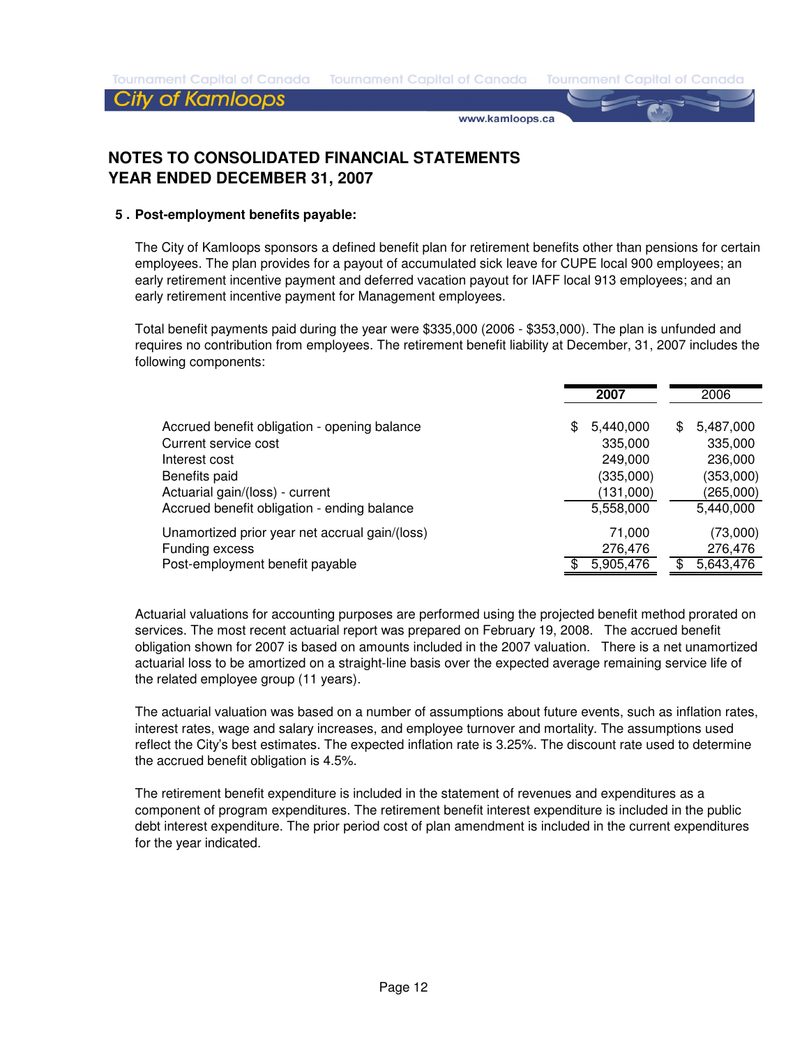# NOTES TO CONSOLIDATED FINANCIAL STATEMENTS
# YEAR ENDED DECEMBER 31, 2007

## 5 . Post-employment benefits payable:

The City of Kamloops sponsors a defined benefit plan for retirement benefits other than pensions for certain employees. The plan provides for a payout of accumulated sick leave for CUPE local 900 employees; an early retirement incentive payment and deferred vacation payout for IAFF local 913 employees; and an early retirement incentive payment for Management employees.

Total benefit payments paid during the year were $335,000 (2006 - $353,000). The plan is unfunded and requires no contribution from employees. The retirement benefit liability at December, 31, 2007 includes the following components:

| | **2007** | 2006 |
|---|---|---|
| Accrued benefit obligation - opening balance | $ 5,440,000 | $ 5,487,000 |
| Current service cost | 335,000 | 335,000 |
| Interest cost | 249,000 | 236,000 |
| Benefits paid | (335,000) | (353,000) |
| Actuarial gain/(loss) - current | (131,000) | (265,000) |
| Accrued benefit obligation - ending balance | 5,558,000 | 5,440,000 |
| Unamortized prior year net accrual gain/(loss) | 71,000 | (73,000) |
| Funding excess | 276,476 | 276,476 |
| Post-employment benefit payable | $ 5,905,476 | $ 5,643,476 |

Actuarial valuations for accounting purposes are performed using the projected benefit method prorated on services. The most recent actuarial report was prepared on February 19, 2008. The accrued benefit obligation shown for 2007 is based on amounts included in the 2007 valuation. There is a net unamortized actuarial loss to be amortized on a straight-line basis over the expected average remaining service life of the related employee group (11 years).

The actuarial valuation was based on a number of assumptions about future events, such as inflation rates, interest rates, wage and salary increases, and employee turnover and mortality. The assumptions used reflect the City's best estimates. The expected inflation rate is 3.25%. The discount rate used to determine the accrued benefit obligation is 4.5%.

The retirement benefit expenditure is included in the statement of revenues and expenditures as a component of program expenditures. The retirement benefit interest expenditure is included in the public debt interest expenditure. The prior period cost of plan amendment is included in the current expenditures for the year indicated.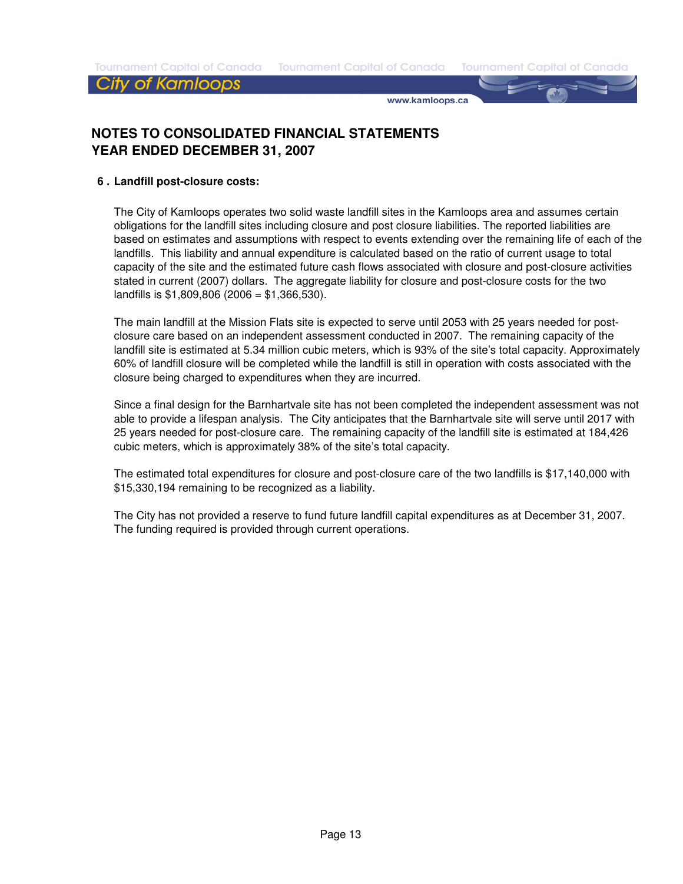# NOTES TO CONSOLIDATED FINANCIAL STATEMENTS
# YEAR ENDED DECEMBER 31, 2007

## 6. Landfill post-closure costs:

The City of Kamloops operates two solid waste landfill sites in the Kamloops area and assumes certain obligations for the landfill sites including closure and post closure liabilities. The reported liabilities are based on estimates and assumptions with respect to events extending over the remaining life of each of the landfills. This liability and annual expenditure is calculated based on the ratio of current usage to total capacity of the site and the estimated future cash flows associated with closure and post-closure activities stated in current (2007) dollars. The aggregate liability for closure and post-closure costs for the two landfills is $1,809,806 (2006 = $1,366,530).

The main landfill at the Mission Flats site is expected to serve until 2053 with 25 years needed for post-closure care based on an independent assessment conducted in 2007. The remaining capacity of the landfill site is estimated at 5.34 million cubic meters, which is 93% of the site's total capacity. Approximately 60% of landfill closure will be completed while the landfill is still in operation with costs associated with the closure being charged to expenditures when they are incurred.

Since a final design for the Barnhartvale site has not been completed the independent assessment was not able to provide a lifespan analysis. The City anticipates that the Barnhartvale site will serve until 2017 with 25 years needed for post-closure care. The remaining capacity of the landfill site is estimated at 184,426 cubic meters, which is approximately 38% of the site's total capacity.

The estimated total expenditures for closure and post-closure care of the two landfills is $17,140,000 with $15,330,194 remaining to be recognized as a liability.

The City has not provided a reserve to fund future landfill capital expenditures as at December 31, 2007. The funding required is provided through current operations.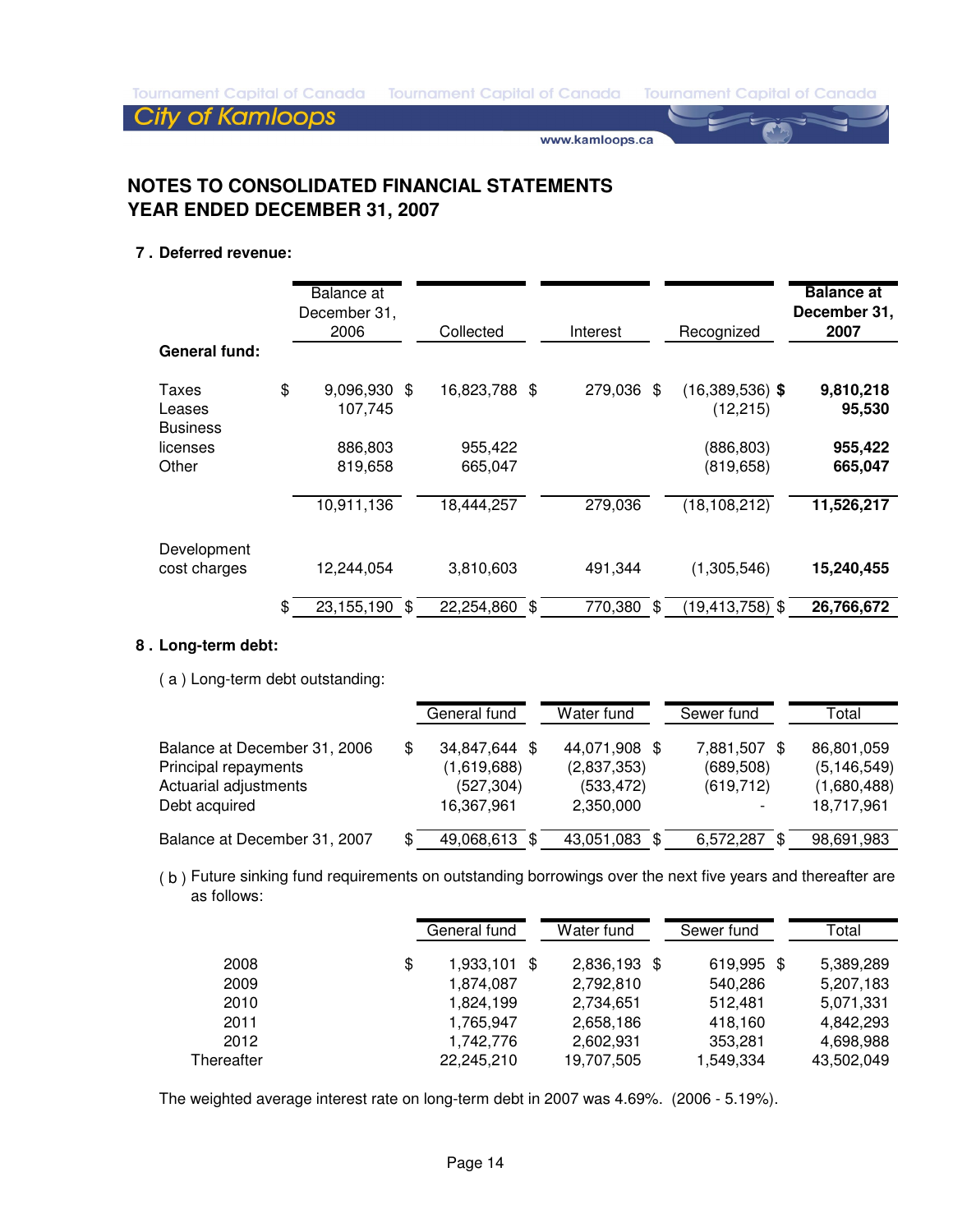# NOTES TO CONSOLIDATED FINANCIAL STATEMENTS
# YEAR ENDED DECEMBER 31, 2007

## 7. Deferred revenue:

| | Balance at December 31, 2006 | Collected | Interest | Recognized | **Balance at December 31, 2007** |
|---|---|---|---|---|---|
| **General fund:** | | | | | |
| Taxes | $ 9,096,930 | $ 16,823,788 | $ 279,036 | $ (16,389,536) | **$ 9,810,218** |
| Leases | 107,745 | | | (12,215) | **95,530** |
| Business licenses | 886,803 | 955,422 | | (886,803) | **955,422** |
| Other | 819,658 | 665,047 | | (819,658) | **665,047** |
| | 10,911,136 | 18,444,257 | 279,036 | (18,108,212) | **11,526,217** |
| Development cost charges | 12,244,054 | 3,810,603 | 491,344 | (1,305,546) | **15,240,455** |
| | $ 23,155,190 | $ 22,254,860 | $ 770,380 | $ (19,413,758) | **$ 26,766,672** |

## 8. Long-term debt:

( a ) Long-term debt outstanding:

| | General fund | Water fund | Sewer fund | Total |
|---|---|---|---|---|
| Balance at December 31, 2006 | $ 34,847,644 | $ 44,071,908 | $ 7,881,507 | $ 86,801,059 |
| Principal repayments | (1,619,688) | (2,837,353) | (689,508) | (5,146,549) |
| Actuarial adjustments | (527,304) | (533,472) | (619,712) | (1,680,488) |
| Debt acquired | 16,367,961 | 2,350,000 | - | 18,717,961 |
| Balance at December 31, 2007 | $ 49,068,613 | $ 43,051,083 | $ 6,572,287 | $ 98,691,983 |

( b ) Future sinking fund requirements on outstanding borrowings over the next five years and thereafter are as follows:

| | General fund | Water fund | Sewer fund | Total |
|---|---|---|---|---|
| 2008 | $ 1,933,101 | $ 2,836,193 | $ 619,995 | $ 5,389,289 |
| 2009 | 1,874,087 | 2,792,810 | 540,286 | 5,207,183 |
| 2010 | 1,824,199 | 2,734,651 | 512,481 | 5,071,331 |
| 2011 | 1,765,947 | 2,658,186 | 418,160 | 4,842,293 |
| 2012 | 1,742,776 | 2,602,931 | 353,281 | 4,698,988 |
| Thereafter | 22,245,210 | 19,707,505 | 1,549,334 | 43,502,049 |

The weighted average interest rate on long-term debt in 2007 was 4.69%. (2006 - 5.19%).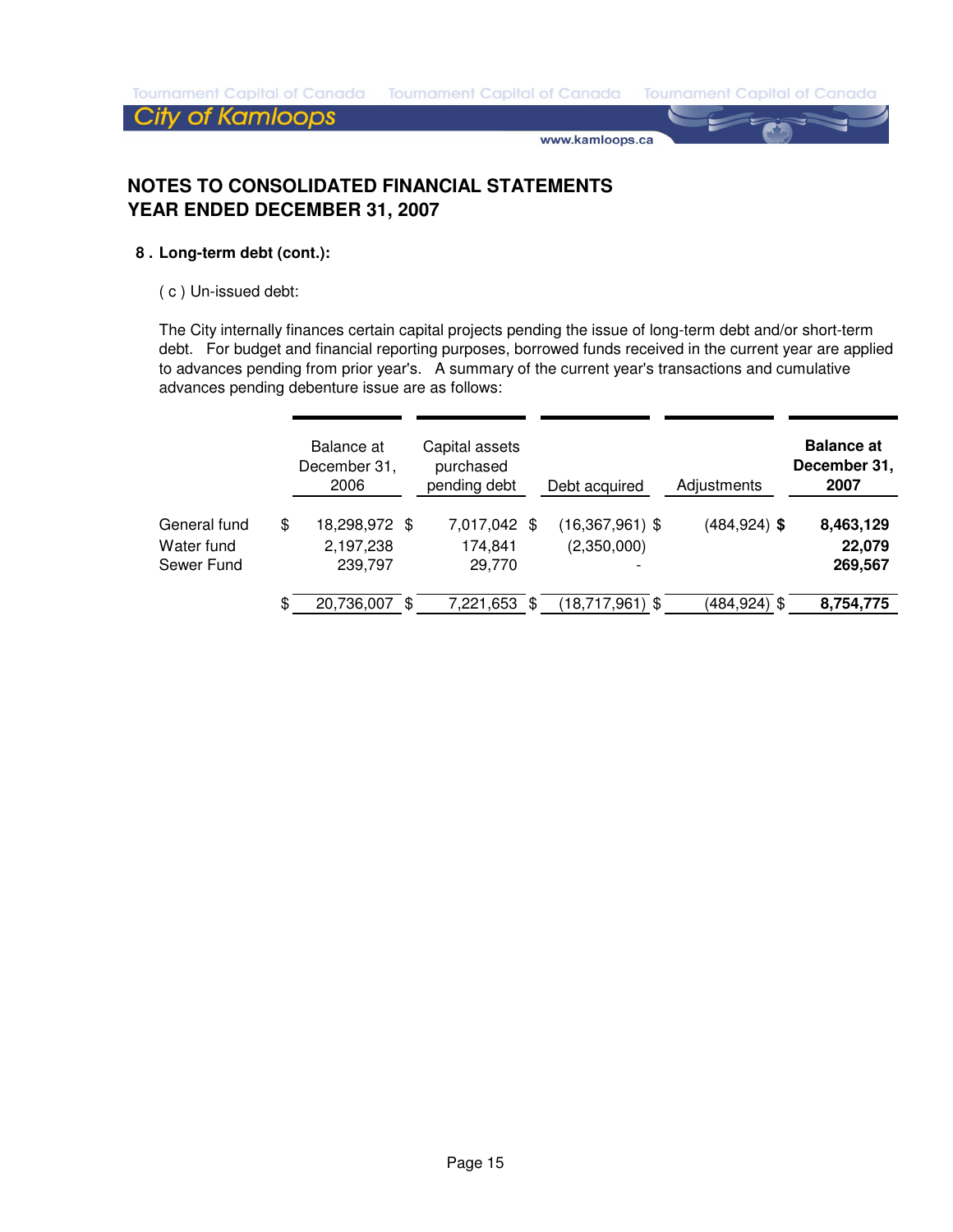## NOTES TO CONSOLIDATED FINANCIAL STATEMENTS
## YEAR ENDED DECEMBER 31, 2007

**8 . Long-term debt (cont.):**

( c ) Un-issued debt:

The City internally finances certain capital projects pending the issue of long-term debt and/or short-term debt. For budget and financial reporting purposes, borrowed funds received in the current year are applied to advances pending from prior year's. A summary of the current year's transactions and cumulative advances pending debenture issue are as follows:

| | Balance at December 31, 2006 | Capital assets purchased pending debt | Debt acquired | Adjustments | **Balance at December 31, 2007** |
|---|---|---|---|---|---|
| General fund | $ 18,298,972 | $ 7,017,042 | $ (16,367,961) | $ (484,924) | **$ 8,463,129** |
| Water fund | 2,197,238 | 174,841 | (2,350,000) | | **22,079** |
| Sewer Fund | 239,797 | 29,770 | - | | **269,567** |
| | $ 20,736,007 | $ 7,221,653 | $ (18,717,961) | $ (484,924) | $ **8,754,775** |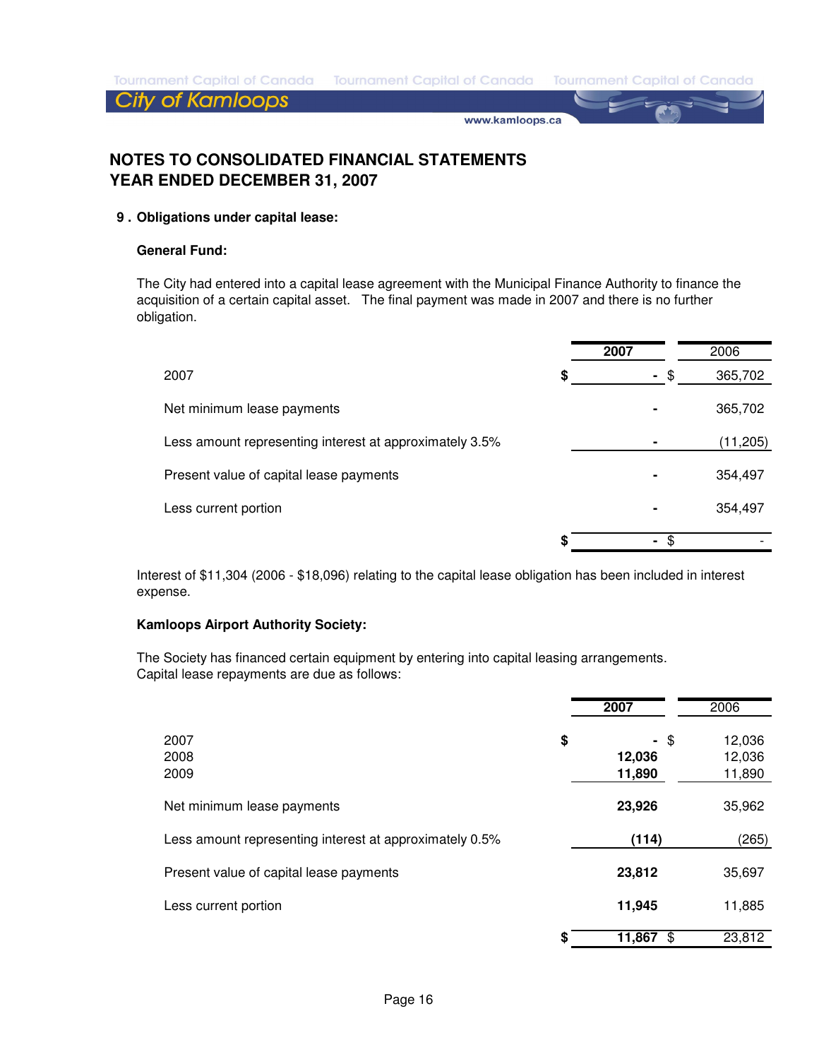# NOTES TO CONSOLIDATED FINANCIAL STATEMENTS
# YEAR ENDED DECEMBER 31, 2007

## 9. Obligations under capital lease:

### General Fund:

The City had entered into a capital lease agreement with the Municipal Finance Authority to finance the acquisition of a certain capital asset. The final payment was made in 2007 and there is no further obligation.

| | 2007 | 2006 |
|---|---|---|
| 2007 | $ - | $ 365,702 |
| Net minimum lease payments | - | 365,702 |
| Less amount representing interest at approximately 3.5% | - | (11,205) |
| Present value of capital lease payments | - | 354,497 |
| Less current portion | - | 354,497 |
| | $ - | $ - |

Interest of $11,304 (2006 - $18,096) relating to the capital lease obligation has been included in interest expense.

### Kamloops Airport Authority Society:

The Society has financed certain equipment by entering into capital leasing arrangements. Capital lease repayments are due as follows:

| | 2007 | 2006 |
|---|---|---|
| 2007 | $ - | $ 12,036 |
| 2008 | 12,036 | 12,036 |
| 2009 | 11,890 | 11,890 |
| Net minimum lease payments | 23,926 | 35,962 |
| Less amount representing interest at approximately 0.5% | (114) | (265) |
| Present value of capital lease payments | 23,812 | 35,697 |
| Less current portion | 11,945 | 11,885 |
| | $ 11,867 | $ 23,812 |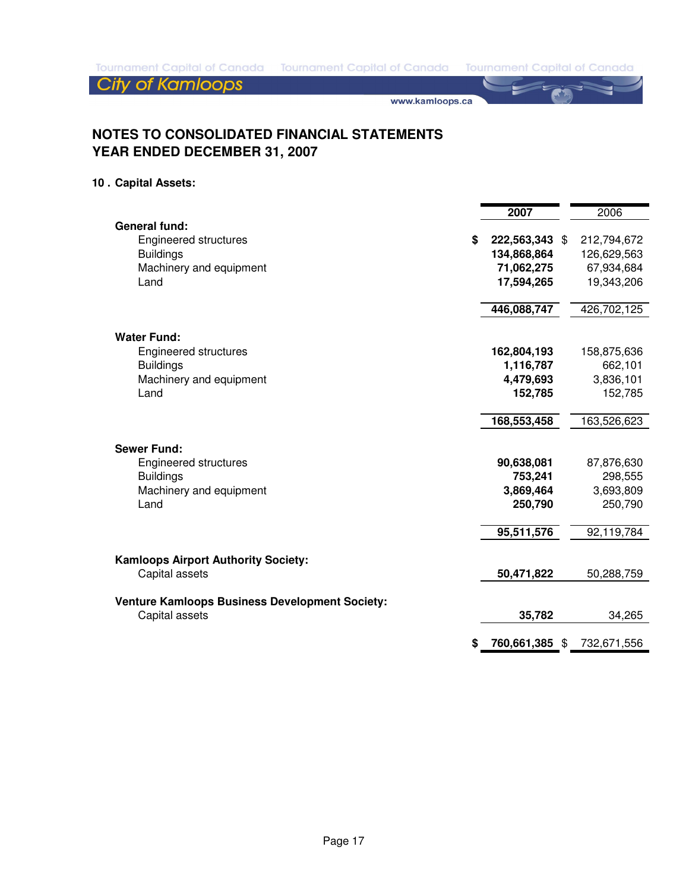## NOTES TO CONSOLIDATED FINANCIAL STATEMENTS
## YEAR ENDED DECEMBER 31, 2007

### 10 . Capital Assets:

| | 2007 | 2006 |
|---|---|---|
| **General fund:** | | |
| Engineered structures | $ **222,563,343** | $ 212,794,672 |
| Buildings | **134,868,864** | 126,629,563 |
| Machinery and equipment | **71,062,275** | 67,934,684 |
| Land | **17,594,265** | 19,343,206 |
| | **446,088,747** | 426,702,125 |
| **Water Fund:** | | |
| Engineered structures | **162,804,193** | 158,875,636 |
| Buildings | **1,116,787** | 662,101 |
| Machinery and equipment | **4,479,693** | 3,836,101 |
| Land | **152,785** | 152,785 |
| | **168,553,458** | 163,526,623 |
| **Sewer Fund:** | | |
| Engineered structures | **90,638,081** | 87,876,630 |
| Buildings | **753,241** | 298,555 |
| Machinery and equipment | **3,869,464** | 3,693,809 |
| Land | **250,790** | 250,790 |
| | **95,511,576** | 92,119,784 |
| **Kamloops Airport Authority Society:** | | |
| Capital assets | **50,471,822** | 50,288,759 |
| **Venture Kamloops Business Development Society:** | | |
| Capital assets | **35,782** | 34,265 |
| | $ **760,661,385** | $ 732,671,556 |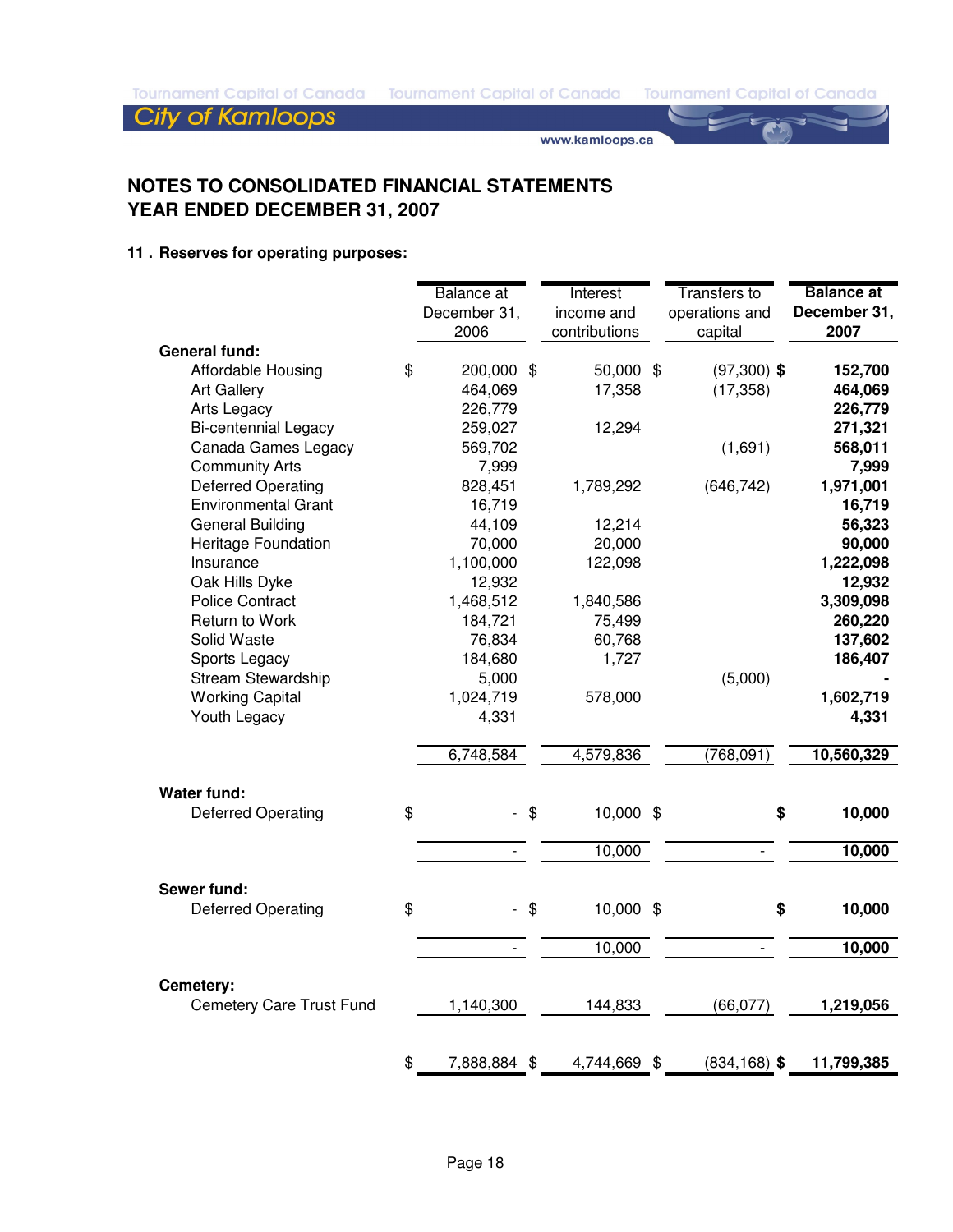## NOTES TO CONSOLIDATED FINANCIAL STATEMENTS
## YEAR ENDED DECEMBER 31, 2007

### 11 . Reserves for operating purposes:

| | Balance at December 31, 2006 | Interest income and contributions | Transfers to operations and capital | **Balance at December 31, 2007** |
|---|---|---|---|---|
| **General fund:** | | | | |
| Affordable Housing | $ 200,000 | $ 50,000 | $ (97,300) | **$ 152,700** |
| Art Gallery | 464,069 | 17,358 | (17,358) | **464,069** |
| Arts Legacy | 226,779 | | | **226,779** |
| Bi-centennial Legacy | 259,027 | 12,294 | | **271,321** |
| Canada Games Legacy | 569,702 | | (1,691) | **568,011** |
| Community Arts | 7,999 | | | **7,999** |
| Deferred Operating | 828,451 | 1,789,292 | (646,742) | **1,971,001** |
| Environmental Grant | 16,719 | | | **16,719** |
| General Building | 44,109 | 12,214 | | **56,323** |
| Heritage Foundation | 70,000 | 20,000 | | **90,000** |
| Insurance | 1,100,000 | 122,098 | | **1,222,098** |
| Oak Hills Dyke | 12,932 | | | **12,932** |
| Police Contract | 1,468,512 | 1,840,586 | | **3,309,098** |
| Return to Work | 184,721 | 75,499 | | **260,220** |
| Solid Waste | 76,834 | 60,768 | | **137,602** |
| Sports Legacy | 184,680 | 1,727 | | **186,407** |
| Stream Stewardship | 5,000 | | (5,000) | **-** |
| Working Capital | 1,024,719 | 578,000 | | **1,602,719** |
| Youth Legacy | 4,331 | | | **4,331** |
| | 6,748,584 | 4,579,836 | (768,091) | **10,560,329** |
| **Water fund:** | | | | |
| Deferred Operating | $ - | $ 10,000 | $ | **$ 10,000** |
| | - | 10,000 | - | **10,000** |
| **Sewer fund:** | | | | |
| Deferred Operating | $ - | $ 10,000 | $ | **$ 10,000** |
| | - | 10,000 | - | **10,000** |
| **Cemetery:** | | | | |
| Cemetery Care Trust Fund | 1,140,300 | 144,833 | (66,077) | **1,219,056** |
| | $ 7,888,884 | $ 4,744,669 | $ (834,168) | **$ 11,799,385** |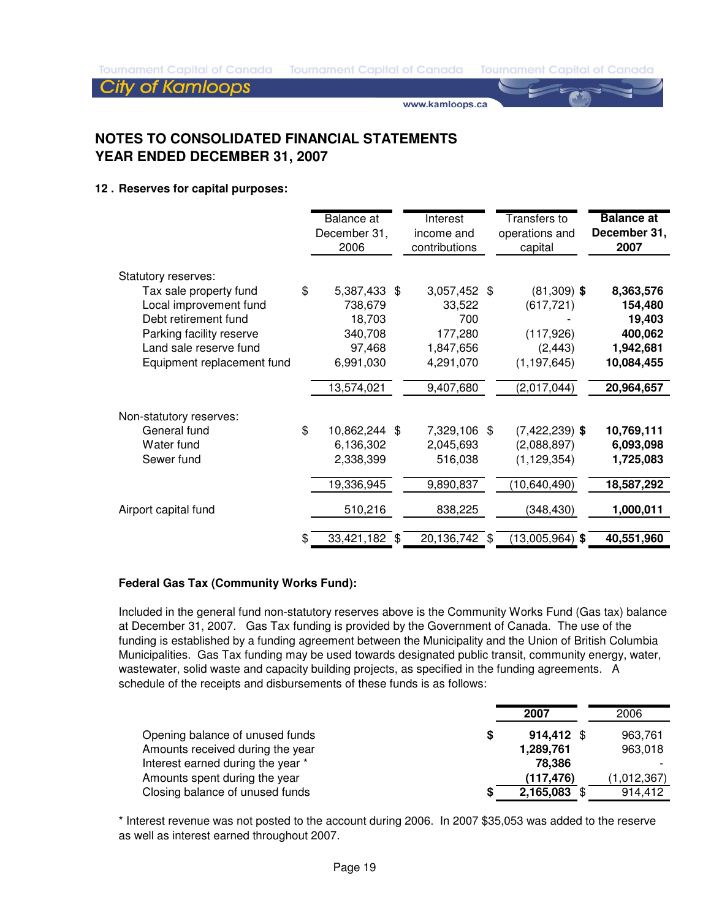# NOTES TO CONSOLIDATED FINANCIAL STATEMENTS
# YEAR ENDED DECEMBER 31, 2007

## 12 . Reserves for capital purposes:

| | Balance at December 31, 2006 | Interest income and contributions | Transfers to operations and capital | **Balance at December 31, 2007** |
|---|---|---|---|---|
| Statutory reserves: | | | | |
| Tax sale property fund | $ 5,387,433 | $ 3,057,452 | $ (81,309) | **$ 8,363,576** |
| Local improvement fund | 738,679 | 33,522 | (617,721) | **154,480** |
| Debt retirement fund | 18,703 | 700 | - | **19,403** |
| Parking facility reserve | 340,708 | 177,280 | (117,926) | **400,062** |
| Land sale reserve fund | 97,468 | 1,847,656 | (2,443) | **1,942,681** |
| Equipment replacement fund | 6,991,030 | 4,291,070 | (1,197,645) | **10,084,455** |
| | 13,574,021 | 9,407,680 | (2,017,044) | **20,964,657** |
| Non-statutory reserves: | | | | |
| General fund | $ 10,862,244 | $ 7,329,106 | $ (7,422,239) | **$ 10,769,111** |
| Water fund | 6,136,302 | 2,045,693 | (2,088,897) | **6,093,098** |
| Sewer fund | 2,338,399 | 516,038 | (1,129,354) | **1,725,083** |
| | 19,336,945 | 9,890,837 | (10,640,490) | **18,587,292** |
| Airport capital fund | 510,216 | 838,225 | (348,430) | **1,000,011** |
| | $ 33,421,182 | $ 20,136,742 | $ (13,005,964) | **$ 40,551,960** |

**Federal Gas Tax (Community Works Fund):**

Included in the general fund non-statutory reserves above is the Community Works Fund (Gas tax) balance at December 31, 2007. Gas Tax funding is provided by the Government of Canada. The use of the funding is established by a funding agreement between the Municipality and the Union of British Columbia Municipalities. Gas Tax funding may be used towards designated public transit, community energy, water, wastewater, solid waste and capacity building projects, as specified in the funding agreements. A schedule of the receipts and disbursements of these funds is as follows:

| | **2007** | 2006 |
|---|---|---|
| Opening balance of unused funds | **$ 914,412** | $ 963,761 |
| Amounts received during the year | **1,289,761** | 963,018 |
| Interest earned during the year * | **78,386** | - |
| Amounts spent during the year | **(117,476)** | (1,012,367) |
| Closing balance of unused funds | **$ 2,165,083** | $ 914,412 |

* Interest revenue was not posted to the account during 2006. In 2007 $35,053 was added to the reserve as well as interest earned throughout 2007.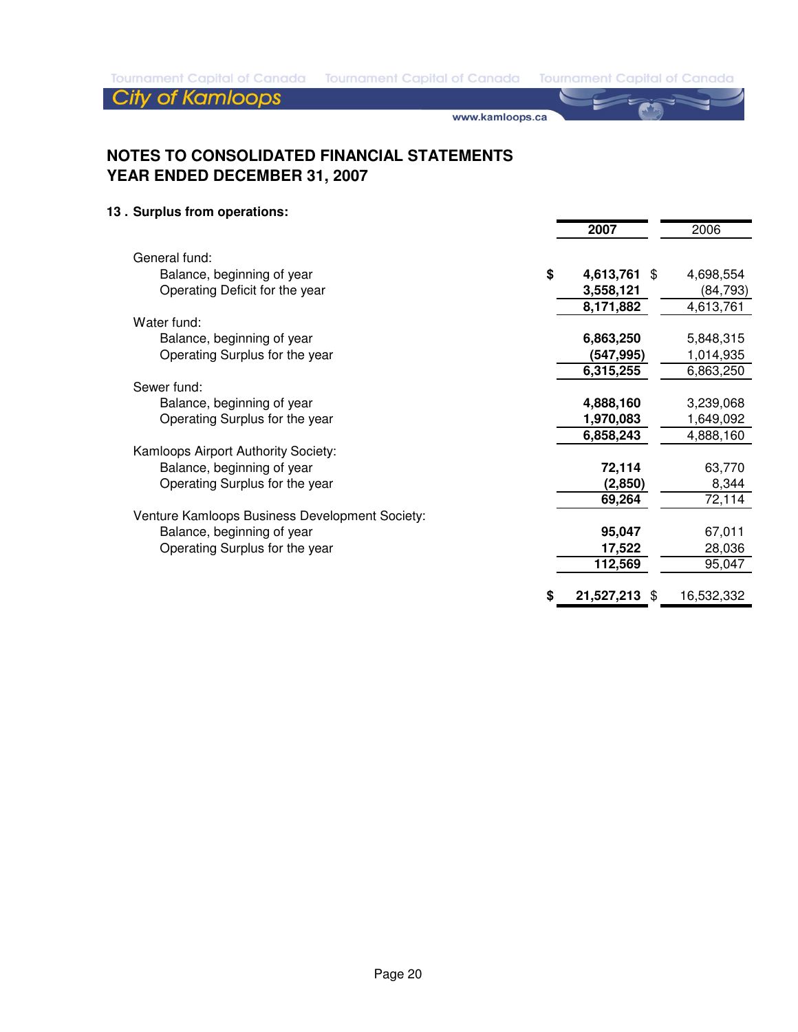## NOTES TO CONSOLIDATED FINANCIAL STATEMENTS
## YEAR ENDED DECEMBER 31, 2007

### 13 . Surplus from operations:

| | 2007 | 2006 |
|---|---|---|
| General fund: | | |
| Balance, beginning of year | **$ 4,613,761** | $ 4,698,554 |
| Operating Deficit for the year | **3,558,121** | (84,793) |
| | **8,171,882** | 4,613,761 |
| Water fund: | | |
| Balance, beginning of year | **6,863,250** | 5,848,315 |
| Operating Surplus for the year | **(547,995)** | 1,014,935 |
| | **6,315,255** | 6,863,250 |
| Sewer fund: | | |
| Balance, beginning of year | **4,888,160** | 3,239,068 |
| Operating Surplus for the year | **1,970,083** | 1,649,092 |
| | **6,858,243** | 4,888,160 |
| Kamloops Airport Authority Society: | | |
| Balance, beginning of year | **72,114** | 63,770 |
| Operating Surplus for the year | **(2,850)** | 8,344 |
| | **69,264** | 72,114 |
| Venture Kamloops Business Development Society: | | |
| Balance, beginning of year | **95,047** | 67,011 |
| Operating Surplus for the year | **17,522** | 28,036 |
| | **112,569** | 95,047 |
| | **$ 21,527,213** | $ 16,532,332 |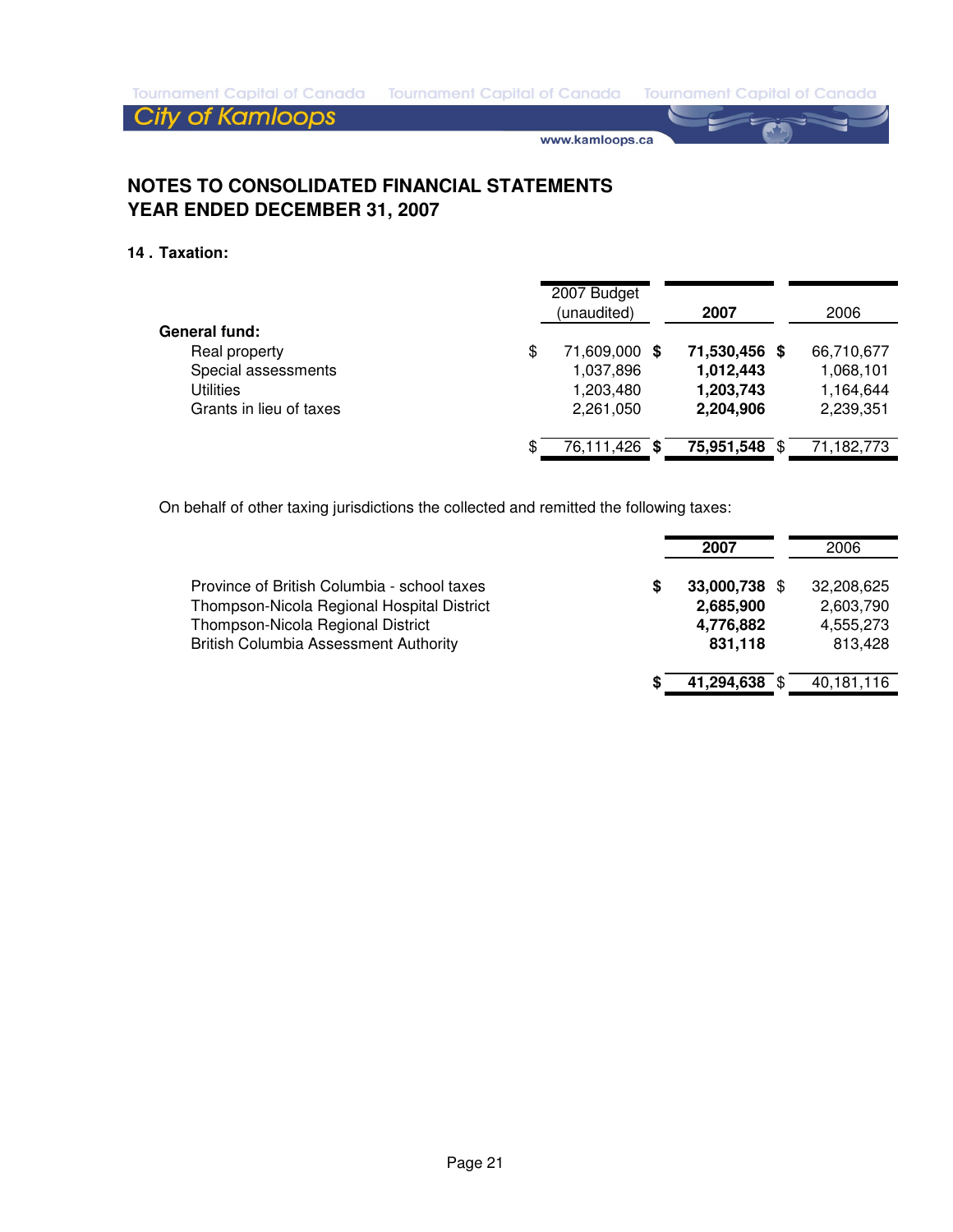# NOTES TO CONSOLIDATED FINANCIAL STATEMENTS
# YEAR ENDED DECEMBER 31, 2007

## 14 . Taxation:

| | 2007 Budget (unaudited) | 2007 | 2006 |
|---|---|---|---|
| **General fund:** | | | |
| Real property | $ 71,609,000 | **$ 71,530,456** | $ 66,710,677 |
| Special assessments | 1,037,896 | **1,012,443** | 1,068,101 |
| Utilities | 1,203,480 | **1,203,743** | 1,164,644 |
| Grants in lieu of taxes | 2,261,050 | **2,204,906** | 2,239,351 |
| | $ 76,111,426 | **$ 75,951,548** | $ 71,182,773 |

On behalf of other taxing jurisdictions the collected and remitted the following taxes:

| | 2007 | 2006 |
|---|---|---|
| Province of British Columbia - school taxes | **$ 33,000,738** | $ 32,208,625 |
| Thompson-Nicola Regional Hospital District | **2,685,900** | 2,603,790 |
| Thompson-Nicola Regional District | **4,776,882** | 4,555,273 |
| British Columbia Assessment Authority | **831,118** | 813,428 |
| | **$ 41,294,638** | $ 40,181,116 |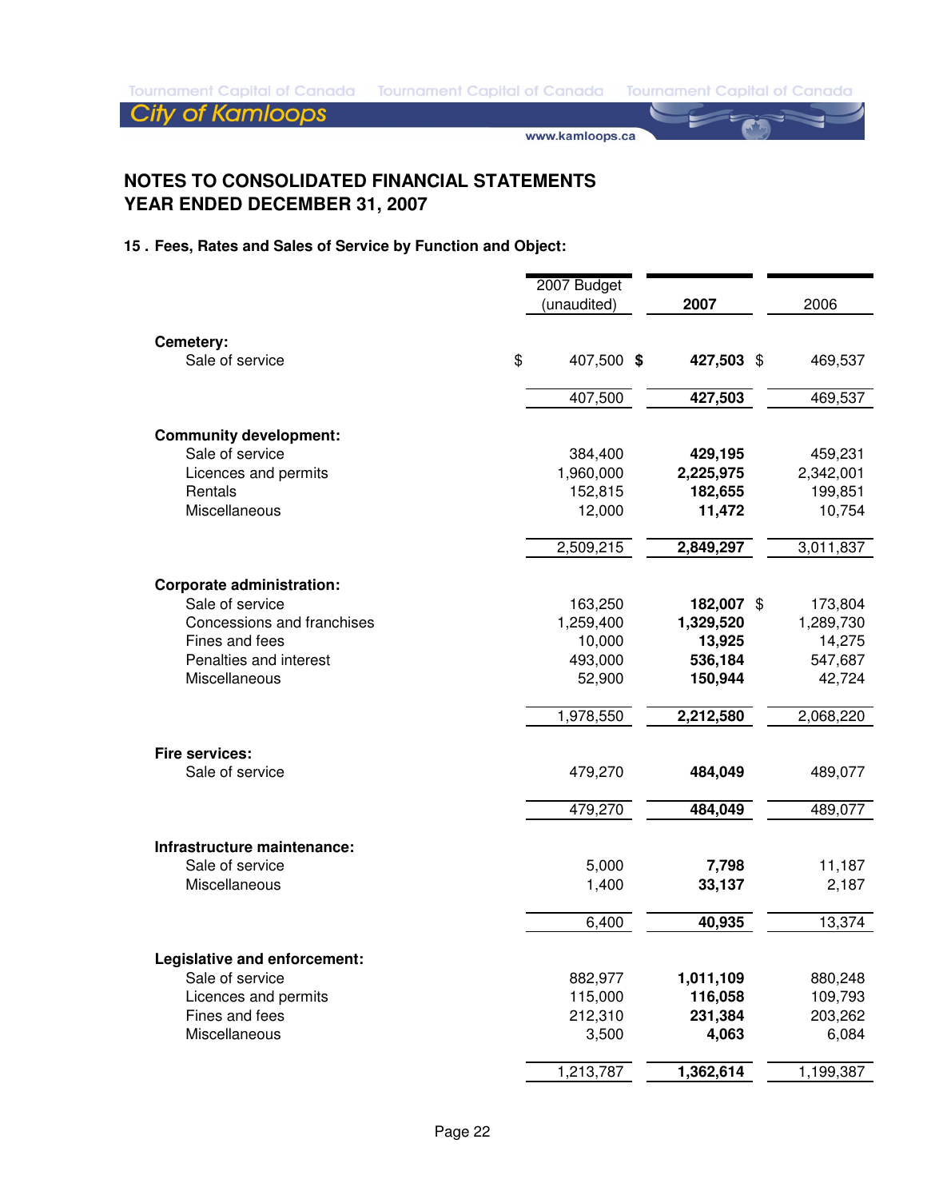## NOTES TO CONSOLIDATED FINANCIAL STATEMENTS
## YEAR ENDED DECEMBER 31, 2007

### 15 . Fees, Rates and Sales of Service by Function and Object:

| | 2007 Budget (unaudited) | 2007 | 2006 |
|---|---|---|---|
| **Cemetery:** | | | |
| Sale of service | $ 407,500 | **$ 427,503** | $ 469,537 |
| | 407,500 | **427,503** | 469,537 |
| **Community development:** | | | |
| Sale of service | 384,400 | **429,195** | 459,231 |
| Licences and permits | 1,960,000 | **2,225,975** | 2,342,001 |
| Rentals | 152,815 | **182,655** | 199,851 |
| Miscellaneous | 12,000 | **11,472** | 10,754 |
| | 2,509,215 | **2,849,297** | 3,011,837 |
| **Corporate administration:** | | | |
| Sale of service | 163,250 | **182,007** | $ 173,804 |
| Concessions and franchises | 1,259,400 | **1,329,520** | 1,289,730 |
| Fines and fees | 10,000 | **13,925** | 14,275 |
| Penalties and interest | 493,000 | **536,184** | 547,687 |
| Miscellaneous | 52,900 | **150,944** | 42,724 |
| | 1,978,550 | **2,212,580** | 2,068,220 |
| **Fire services:** | | | |
| Sale of service | 479,270 | **484,049** | 489,077 |
| | 479,270 | **484,049** | 489,077 |
| **Infrastructure maintenance:** | | | |
| Sale of service | 5,000 | **7,798** | 11,187 |
| Miscellaneous | 1,400 | **33,137** | 2,187 |
| | 6,400 | **40,935** | 13,374 |
| **Legislative and enforcement:** | | | |
| Sale of service | 882,977 | **1,011,109** | 880,248 |
| Licences and permits | 115,000 | **116,058** | 109,793 |
| Fines and fees | 212,310 | **231,384** | 203,262 |
| Miscellaneous | 3,500 | **4,063** | 6,084 |
| | 1,213,787 | **1,362,614** | 1,199,387 |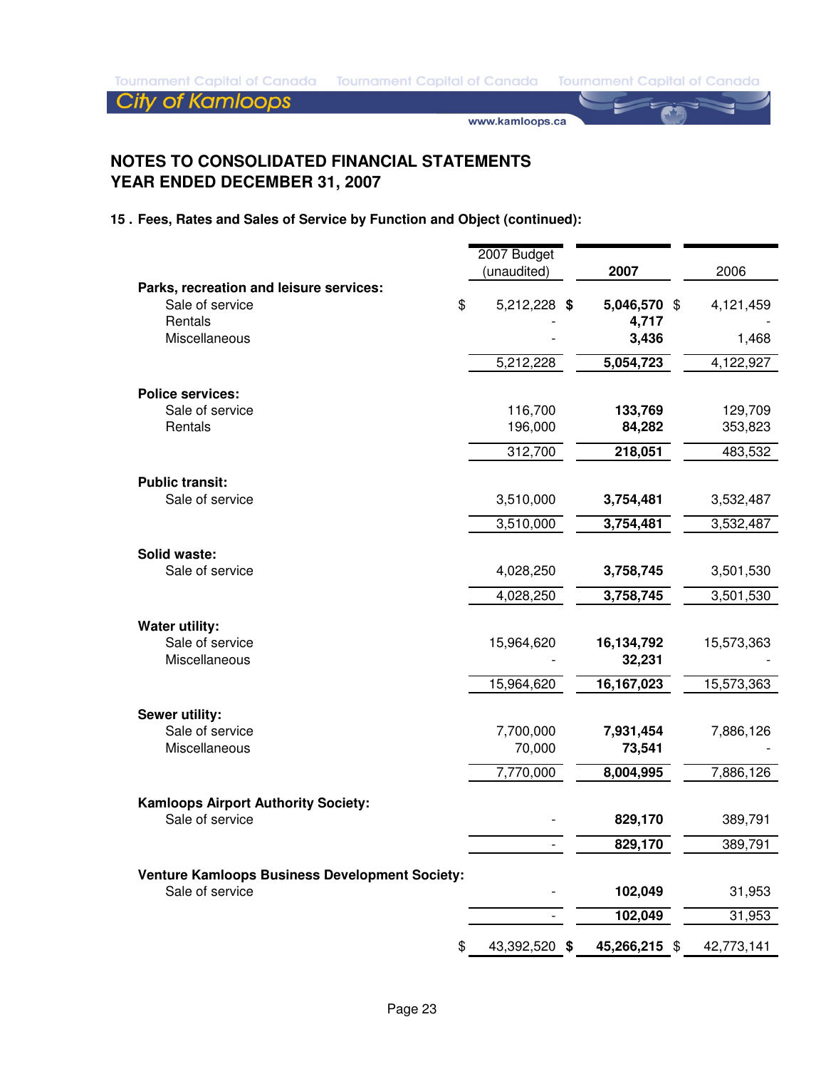## NOTES TO CONSOLIDATED FINANCIAL STATEMENTS
## YEAR ENDED DECEMBER 31, 2007

### 15 . Fees, Rates and Sales of Service by Function and Object (continued):

| | 2007 Budget (unaudited) | **2007** | 2006 |
|---|---|---|---|
| **Parks, recreation and leisure services:** | | | |
| Sale of service | $ 5,212,228 | **$ 5,046,570** | $ 4,121,459 |
| Rentals | - | **4,717** | - |
| Miscellaneous | - | **3,436** | 1,468 |
| | 5,212,228 | **5,054,723** | 4,122,927 |
| **Police services:** | | | |
| Sale of service | 116,700 | **133,769** | 129,709 |
| Rentals | 196,000 | **84,282** | 353,823 |
| | 312,700 | **218,051** | 483,532 |
| **Public transit:** | | | |
| Sale of service | 3,510,000 | **3,754,481** | 3,532,487 |
| | 3,510,000 | **3,754,481** | 3,532,487 |
| **Solid waste:** | | | |
| Sale of service | 4,028,250 | **3,758,745** | 3,501,530 |
| | 4,028,250 | **3,758,745** | 3,501,530 |
| **Water utility:** | | | |
| Sale of service | 15,964,620 | **16,134,792** | 15,573,363 |
| Miscellaneous | - | **32,231** | - |
| | 15,964,620 | **16,167,023** | 15,573,363 |
| **Sewer utility:** | | | |
| Sale of service | 7,700,000 | **7,931,454** | 7,886,126 |
| Miscellaneous | 70,000 | **73,541** | - |
| | 7,770,000 | **8,004,995** | 7,886,126 |
| **Kamloops Airport Authority Society:** | | | |
| Sale of service | - | **829,170** | 389,791 |
| | - | **829,170** | 389,791 |
| **Venture Kamloops Business Development Society:** | | | |
| Sale of service | - | **102,049** | 31,953 |
| | - | **102,049** | 31,953 |
| | $ 43,392,520 | **$ 45,266,215** | $ 42,773,141 |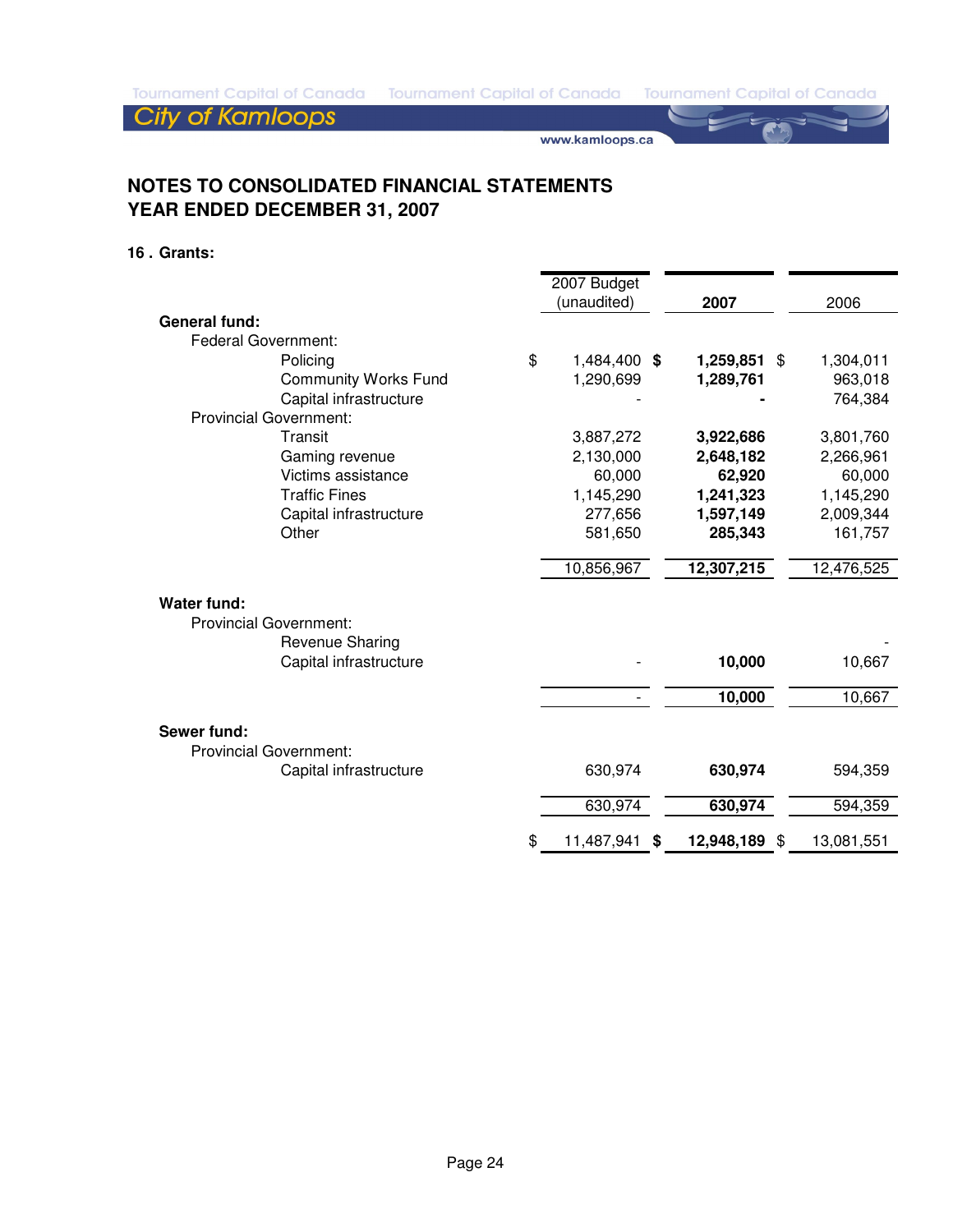## NOTES TO CONSOLIDATED FINANCIAL STATEMENTS
## YEAR ENDED DECEMBER 31, 2007

### 16 . Grants:

| | 2007 Budget (unaudited) | **2007** | 2006 |
|---|---|---|---|
| **General fund:** | | | |
| Federal Government: | | | |
| Policing | $ 1,484,400 | **$ 1,259,851** | $ 1,304,011 |
| Community Works Fund | 1,290,699 | **1,289,761** | 963,018 |
| Capital infrastructure | - | **-** | 764,384 |
| Provincial Government: | | | |
| Transit | 3,887,272 | **3,922,686** | 3,801,760 |
| Gaming revenue | 2,130,000 | **2,648,182** | 2,266,961 |
| Victims assistance | 60,000 | **62,920** | 60,000 |
| Traffic Fines | 1,145,290 | **1,241,323** | 1,145,290 |
| Capital infrastructure | 277,656 | **1,597,149** | 2,009,344 |
| Other | 581,650 | **285,343** | 161,757 |
| | 10,856,967 | **12,307,215** | 12,476,525 |
| **Water fund:** | | | |
| Provincial Government: | | | |
| Revenue Sharing | | | - |
| Capital infrastructure | - | **10,000** | 10,667 |
| | - | **10,000** | 10,667 |
| **Sewer fund:** | | | |
| Provincial Government: | | | |
| Capital infrastructure | 630,974 | **630,974** | 594,359 |
| | 630,974 | **630,974** | 594,359 |
| | $ 11,487,941 | **$ 12,948,189** | $ 13,081,551 |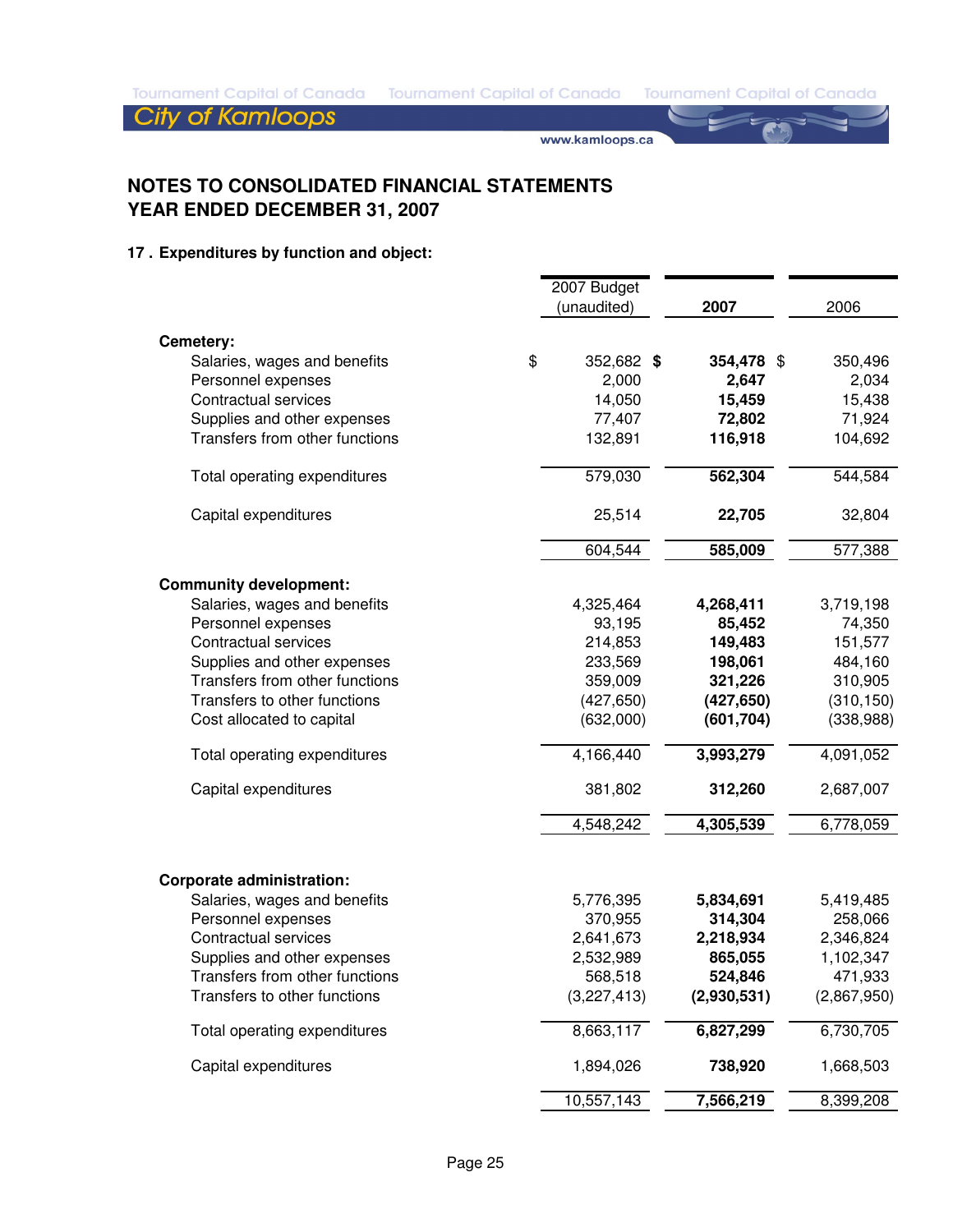## NOTES TO CONSOLIDATED FINANCIAL STATEMENTS
## YEAR ENDED DECEMBER 31, 2007

### 17 . Expenditures by function and object:

| | 2007 Budget (unaudited) | **2007** | 2006 |
|---|---|---|---|
| **Cemetery:** | | | |
| Salaries, wages and benefits | $ 352,682 | **$ 354,478** | $ 350,496 |
| Personnel expenses | 2,000 | **2,647** | 2,034 |
| Contractual services | 14,050 | **15,459** | 15,438 |
| Supplies and other expenses | 77,407 | **72,802** | 71,924 |
| Transfers from other functions | 132,891 | **116,918** | 104,692 |
| Total operating expenditures | 579,030 | **562,304** | 544,584 |
| Capital expenditures | 25,514 | **22,705** | 32,804 |
| | 604,544 | **585,009** | 577,388 |
| **Community development:** | | | |
| Salaries, wages and benefits | 4,325,464 | **4,268,411** | 3,719,198 |
| Personnel expenses | 93,195 | **85,452** | 74,350 |
| Contractual services | 214,853 | **149,483** | 151,577 |
| Supplies and other expenses | 233,569 | **198,061** | 484,160 |
| Transfers from other functions | 359,009 | **321,226** | 310,905 |
| Transfers to other functions | (427,650) | **(427,650)** | (310,150) |
| Cost allocated to capital | (632,000) | **(601,704)** | (338,988) |
| Total operating expenditures | 4,166,440 | **3,993,279** | 4,091,052 |
| Capital expenditures | 381,802 | **312,260** | 2,687,007 |
| | 4,548,242 | **4,305,539** | 6,778,059 |
| **Corporate administration:** | | | |
| Salaries, wages and benefits | 5,776,395 | **5,834,691** | 5,419,485 |
| Personnel expenses | 370,955 | **314,304** | 258,066 |
| Contractual services | 2,641,673 | **2,218,934** | 2,346,824 |
| Supplies and other expenses | 2,532,989 | **865,055** | 1,102,347 |
| Transfers from other functions | 568,518 | **524,846** | 471,933 |
| Transfers to other functions | (3,227,413) | **(2,930,531)** | (2,867,950) |
| Total operating expenditures | 8,663,117 | **6,827,299** | 6,730,705 |
| Capital expenditures | 1,894,026 | **738,920** | 1,668,503 |
| | 10,557,143 | **7,566,219** | 8,399,208 |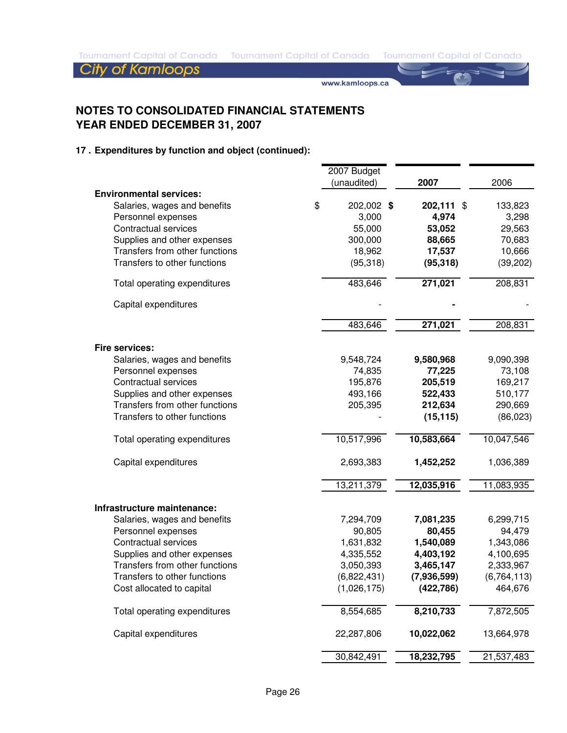## NOTES TO CONSOLIDATED FINANCIAL STATEMENTS
## YEAR ENDED DECEMBER 31, 2007

### 17 . Expenditures by function and object (continued):

| | 2007 Budget (unaudited) | 2007 | 2006 |
|---|---|---|---|
| **Environmental services:** | | | |
| Salaries, wages and benefits | $ 202,002 | **$ 202,111** | $ 133,823 |
| Personnel expenses | 3,000 | **4,974** | 3,298 |
| Contractual services | 55,000 | **53,052** | 29,563 |
| Supplies and other expenses | 300,000 | **88,665** | 70,683 |
| Transfers from other functions | 18,962 | **17,537** | 10,666 |
| Transfers to other functions | (95,318) | **(95,318)** | (39,202) |
| Total operating expenditures | 483,646 | **271,021** | 208,831 |
| Capital expenditures | - | **-** | - |
| | 483,646 | **271,021** | 208,831 |
| **Fire services:** | | | |
| Salaries, wages and benefits | 9,548,724 | **9,580,968** | 9,090,398 |
| Personnel expenses | 74,835 | **77,225** | 73,108 |
| Contractual services | 195,876 | **205,519** | 169,217 |
| Supplies and other expenses | 493,166 | **522,433** | 510,177 |
| Transfers from other functions | 205,395 | **212,634** | 290,669 |
| Transfers to other functions | - | **(15,115)** | (86,023) |
| Total operating expenditures | 10,517,996 | **10,583,664** | 10,047,546 |
| Capital expenditures | 2,693,383 | **1,452,252** | 1,036,389 |
| | 13,211,379 | **12,035,916** | 11,083,935 |
| **Infrastructure maintenance:** | | | |
| Salaries, wages and benefits | 7,294,709 | **7,081,235** | 6,299,715 |
| Personnel expenses | 90,805 | **80,455** | 94,479 |
| Contractual services | 1,631,832 | **1,540,089** | 1,343,086 |
| Supplies and other expenses | 4,335,552 | **4,403,192** | 4,100,695 |
| Transfers from other functions | 3,050,393 | **3,465,147** | 2,333,967 |
| Transfers to other functions | (6,822,431) | **(7,936,599)** | (6,764,113) |
| Cost allocated to capital | (1,026,175) | **(422,786)** | 464,676 |
| Total operating expenditures | 8,554,685 | **8,210,733** | 7,872,505 |
| Capital expenditures | 22,287,806 | **10,022,062** | 13,664,978 |
| | 30,842,491 | **18,232,795** | 21,537,483 |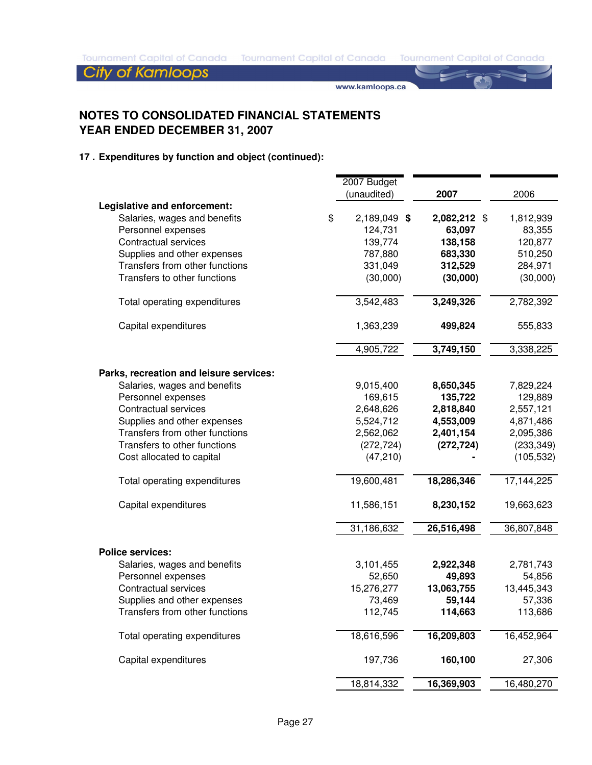## NOTES TO CONSOLIDATED FINANCIAL STATEMENTS
## YEAR ENDED DECEMBER 31, 2007

### 17 . Expenditures by function and object (continued):

| | 2007 Budget (unaudited) | 2007 | 2006 |
|---|---|---|---|
| **Legislative and enforcement:** | | | |
| Salaries, wages and benefits | $ 2,189,049 | **$ 2,082,212** | $ 1,812,939 |
| Personnel expenses | 124,731 | **63,097** | 83,355 |
| Contractual services | 139,774 | **138,158** | 120,877 |
| Supplies and other expenses | 787,880 | **683,330** | 510,250 |
| Transfers from other functions | 331,049 | **312,529** | 284,971 |
| Transfers to other functions | (30,000) | **(30,000)** | (30,000) |
| Total operating expenditures | 3,542,483 | **3,249,326** | 2,782,392 |
| Capital expenditures | 1,363,239 | **499,824** | 555,833 |
| | 4,905,722 | **3,749,150** | 3,338,225 |
| **Parks, recreation and leisure services:** | | | |
| Salaries, wages and benefits | 9,015,400 | **8,650,345** | 7,829,224 |
| Personnel expenses | 169,615 | **135,722** | 129,889 |
| Contractual services | 2,648,626 | **2,818,840** | 2,557,121 |
| Supplies and other expenses | 5,524,712 | **4,553,009** | 4,871,486 |
| Transfers from other functions | 2,562,062 | **2,401,154** | 2,095,386 |
| Transfers to other functions | (272,724) | **(272,724)** | (233,349) |
| Cost allocated to capital | (47,210) | **-** | (105,532) |
| Total operating expenditures | 19,600,481 | **18,286,346** | 17,144,225 |
| Capital expenditures | 11,586,151 | **8,230,152** | 19,663,623 |
| | 31,186,632 | **26,516,498** | 36,807,848 |
| **Police services:** | | | |
| Salaries, wages and benefits | 3,101,455 | **2,922,348** | 2,781,743 |
| Personnel expenses | 52,650 | **49,893** | 54,856 |
| Contractual services | 15,276,277 | **13,063,755** | 13,445,343 |
| Supplies and other expenses | 73,469 | **59,144** | 57,336 |
| Transfers from other functions | 112,745 | **114,663** | 113,686 |
| Total operating expenditures | 18,616,596 | **16,209,803** | 16,452,964 |
| Capital expenditures | 197,736 | **160,100** | 27,306 |
| | 18,814,332 | **16,369,903** | 16,480,270 |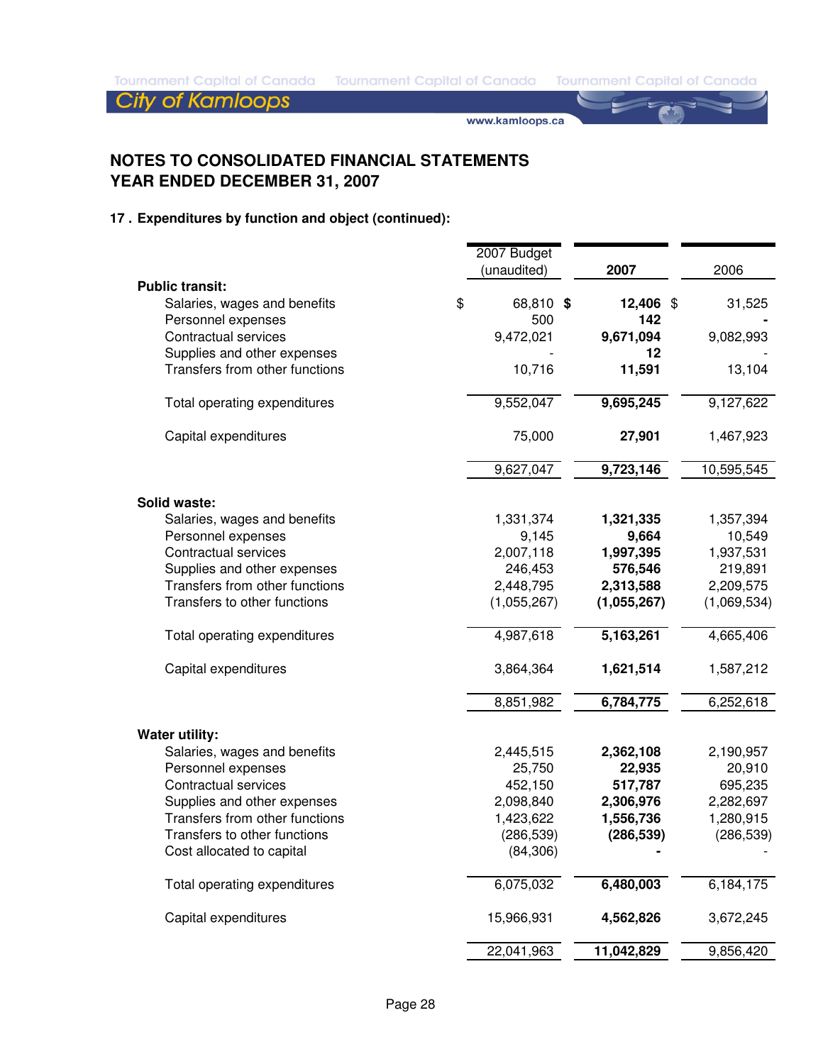# NOTES TO CONSOLIDATED FINANCIAL STATEMENTS
# YEAR ENDED DECEMBER 31, 2007

## 17 . Expenditures by function and object (continued):

| | 2007 Budget (unaudited) | 2007 | 2006 |
|---|---|---|---|
| **Public transit:** | | | |
| Salaries, wages and benefits | $ 68,810 | **$ 12,406** | $ 31,525 |
| Personnel expenses | 500 | **142** | - |
| Contractual services | 9,472,021 | **9,671,094** | 9,082,993 |
| Supplies and other expenses | - | **12** | - |
| Transfers from other functions | 10,716 | **11,591** | 13,104 |
| Total operating expenditures | 9,552,047 | **9,695,245** | 9,127,622 |
| Capital expenditures | 75,000 | **27,901** | 1,467,923 |
| | 9,627,047 | **9,723,146** | 10,595,545 |
| **Solid waste:** | | | |
| Salaries, wages and benefits | 1,331,374 | **1,321,335** | 1,357,394 |
| Personnel expenses | 9,145 | **9,664** | 10,549 |
| Contractual services | 2,007,118 | **1,997,395** | 1,937,531 |
| Supplies and other expenses | 246,453 | **576,546** | 219,891 |
| Transfers from other functions | 2,448,795 | **2,313,588** | 2,209,575 |
| Transfers to other functions | (1,055,267) | **(1,055,267)** | (1,069,534) |
| Total operating expenditures | 4,987,618 | **5,163,261** | 4,665,406 |
| Capital expenditures | 3,864,364 | **1,621,514** | 1,587,212 |
| | 8,851,982 | **6,784,775** | 6,252,618 |
| **Water utility:** | | | |
| Salaries, wages and benefits | 2,445,515 | **2,362,108** | 2,190,957 |
| Personnel expenses | 25,750 | **22,935** | 20,910 |
| Contractual services | 452,150 | **517,787** | 695,235 |
| Supplies and other expenses | 2,098,840 | **2,306,976** | 2,282,697 |
| Transfers from other functions | 1,423,622 | **1,556,736** | 1,280,915 |
| Transfers to other functions | (286,539) | **(286,539)** | (286,539) |
| Cost allocated to capital | (84,306) | **-** | - |
| Total operating expenditures | 6,075,032 | **6,480,003** | 6,184,175 |
| Capital expenditures | 15,966,931 | **4,562,826** | 3,672,245 |
| | 22,041,963 | **11,042,829** | 9,856,420 |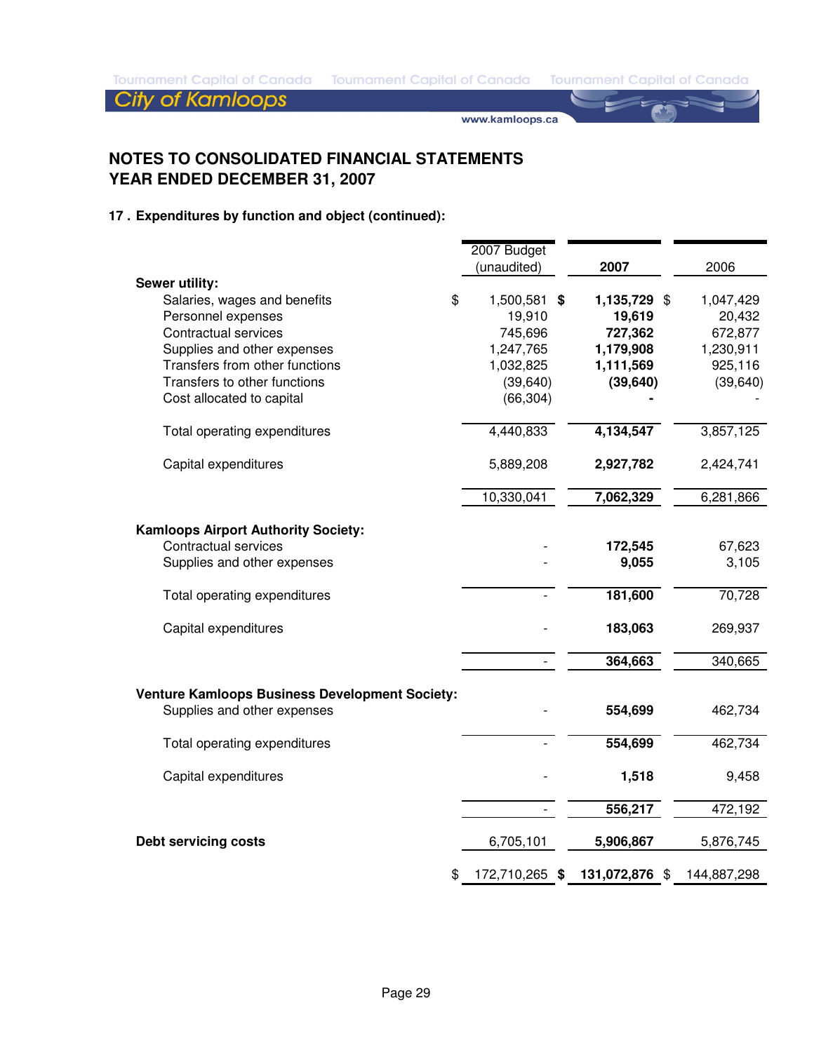## NOTES TO CONSOLIDATED FINANCIAL STATEMENTS
## YEAR ENDED DECEMBER 31, 2007

### 17 . Expenditures by function and object (continued):

| | 2007 Budget (unaudited) | 2007 | 2006 |
|---|---|---|---|
| **Sewer utility:** | | | |
| Salaries, wages and benefits | $ 1,500,581 | **$ 1,135,729** | $ 1,047,429 |
| Personnel expenses | 19,910 | **19,619** | 20,432 |
| Contractual services | 745,696 | **727,362** | 672,877 |
| Supplies and other expenses | 1,247,765 | **1,179,908** | 1,230,911 |
| Transfers from other functions | 1,032,825 | **1,111,569** | 925,116 |
| Transfers to other functions | (39,640) | **(39,640)** | (39,640) |
| Cost allocated to capital | (66,304) | **-** | - |
| Total operating expenditures | 4,440,833 | **4,134,547** | 3,857,125 |
| Capital expenditures | 5,889,208 | **2,927,782** | 2,424,741 |
| | 10,330,041 | **7,062,329** | 6,281,866 |
| **Kamloops Airport Authority Society:** | | | |
| Contractual services | - | **172,545** | 67,623 |
| Supplies and other expenses | - | **9,055** | 3,105 |
| Total operating expenditures | - | **181,600** | 70,728 |
| Capital expenditures | - | **183,063** | 269,937 |
| | - | **364,663** | 340,665 |
| **Venture Kamloops Business Development Society:** | | | |
| Supplies and other expenses | - | **554,699** | 462,734 |
| Total operating expenditures | - | **554,699** | 462,734 |
| Capital expenditures | - | **1,518** | 9,458 |
| | - | **556,217** | 472,192 |
| **Debt servicing costs** | 6,705,101 | **5,906,867** | 5,876,745 |
| | $ 172,710,265 | **$ 131,072,876** | $ 144,887,298 |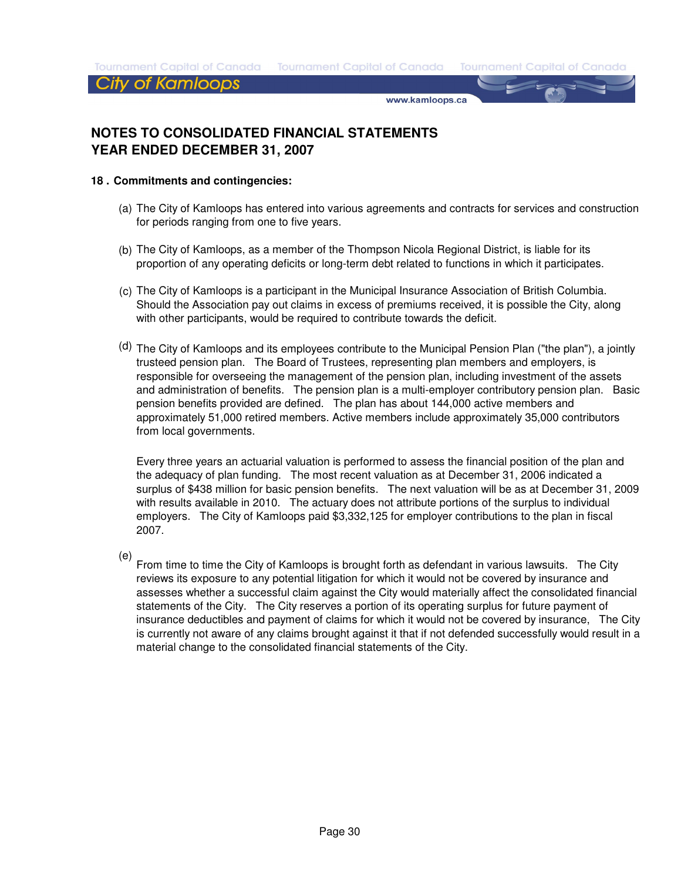# NOTES TO CONSOLIDATED FINANCIAL STATEMENTS
# YEAR ENDED DECEMBER 31, 2007

**18 . Commitments and contingencies:**

(a) The City of Kamloops has entered into various agreements and contracts for services and construction for periods ranging from one to five years.

(b) The City of Kamloops, as a member of the Thompson Nicola Regional District, is liable for its proportion of any operating deficits or long-term debt related to functions in which it participates.

(c) The City of Kamloops is a participant in the Municipal Insurance Association of British Columbia. Should the Association pay out claims in excess of premiums received, it is possible the City, along with other participants, would be required to contribute towards the deficit.

(d) The City of Kamloops and its employees contribute to the Municipal Pension Plan ("the plan"), a jointly trusteed pension plan. The Board of Trustees, representing plan members and employers, is responsible for overseeing the management of the pension plan, including investment of the assets and administration of benefits. The pension plan is a multi-employer contributory pension plan. Basic pension benefits provided are defined. The plan has about 144,000 active members and approximately 51,000 retired members. Active members include approximately 35,000 contributors from local governments.

Every three years an actuarial valuation is performed to assess the financial position of the plan and the adequacy of plan funding. The most recent valuation as at December 31, 2006 indicated a surplus of $438 million for basic pension benefits. The next valuation will be as at December 31, 2009 with results available in 2010. The actuary does not attribute portions of the surplus to individual employers. The City of Kamloops paid $3,332,125 for employer contributions to the plan in fiscal 2007.

(e) From time to time the City of Kamloops is brought forth as defendant in various lawsuits. The City reviews its exposure to any potential litigation for which it would not be covered by insurance and assesses whether a successful claim against the City would materially affect the consolidated financial statements of the City. The City reserves a portion of its operating surplus for future payment of insurance deductibles and payment of claims for which it would not be covered by insurance, The City is currently not aware of any claims brought against it that if not defended successfully would result in a material change to the consolidated financial statements of the City.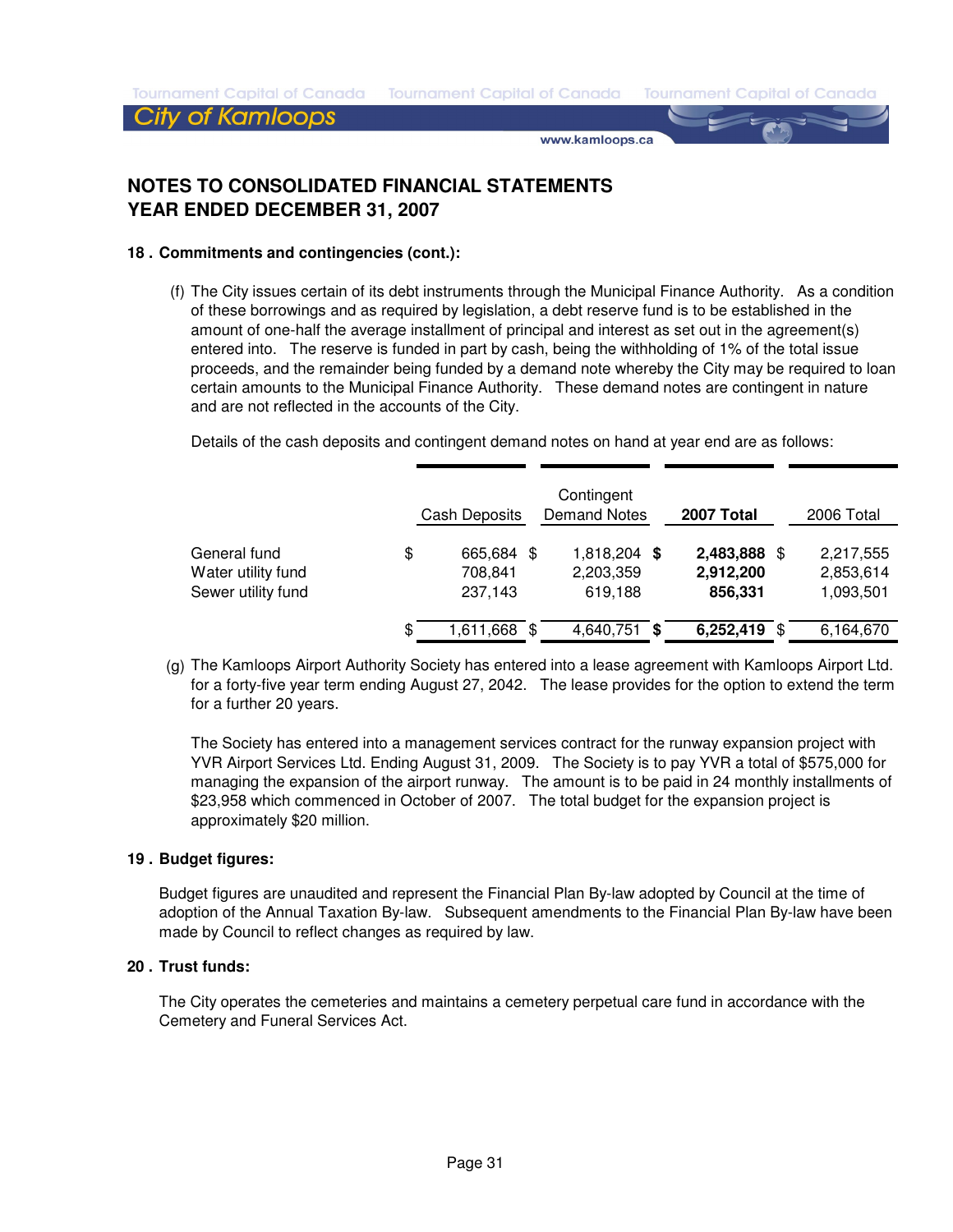## NOTES TO CONSOLIDATED FINANCIAL STATEMENTS
## YEAR ENDED DECEMBER 31, 2007

### 18 . Commitments and contingencies (cont.):

(f) The City issues certain of its debt instruments through the Municipal Finance Authority. As a condition of these borrowings and as required by legislation, a debt reserve fund is to be established in the amount of one-half the average installment of principal and interest as set out in the agreement(s) entered into. The reserve is funded in part by cash, being the withholding of 1% of the total issue proceeds, and the remainder being funded by a demand note whereby the City may be required to loan certain amounts to the Municipal Finance Authority. These demand notes are contingent in nature and are not reflected in the accounts of the City.

Details of the cash deposits and contingent demand notes on hand at year end are as follows:

| | Cash Deposits | Contingent Demand Notes | **2007 Total** | 2006 Total |
|---|---|---|---|---|
| General fund | $ 665,684 | $ 1,818,204 | **$ 2,483,888** | $ 2,217,555 |
| Water utility fund | 708,841 | 2,203,359 | **2,912,200** | 2,853,614 |
| Sewer utility fund | 237,143 | 619,188 | **856,331** | 1,093,501 |
| | $ 1,611,668 | $ 4,640,751 | **$ 6,252,419** | $ 6,164,670 |

(g) The Kamloops Airport Authority Society has entered into a lease agreement with Kamloops Airport Ltd. for a forty-five year term ending August 27, 2042. The lease provides for the option to extend the term for a further 20 years.

The Society has entered into a management services contract for the runway expansion project with YVR Airport Services Ltd. Ending August 31, 2009. The Society is to pay YVR a total of $575,000 for managing the expansion of the airport runway. The amount is to be paid in 24 monthly installments of $23,958 which commenced in October of 2007. The total budget for the expansion project is approximately $20 million.

### 19 . Budget figures:

Budget figures are unaudited and represent the Financial Plan By-law adopted by Council at the time of adoption of the Annual Taxation By-law. Subsequent amendments to the Financial Plan By-law have been made by Council to reflect changes as required by law.

### 20 . Trust funds:

The City operates the cemeteries and maintains a cemetery perpetual care fund in accordance with the Cemetery and Funeral Services Act.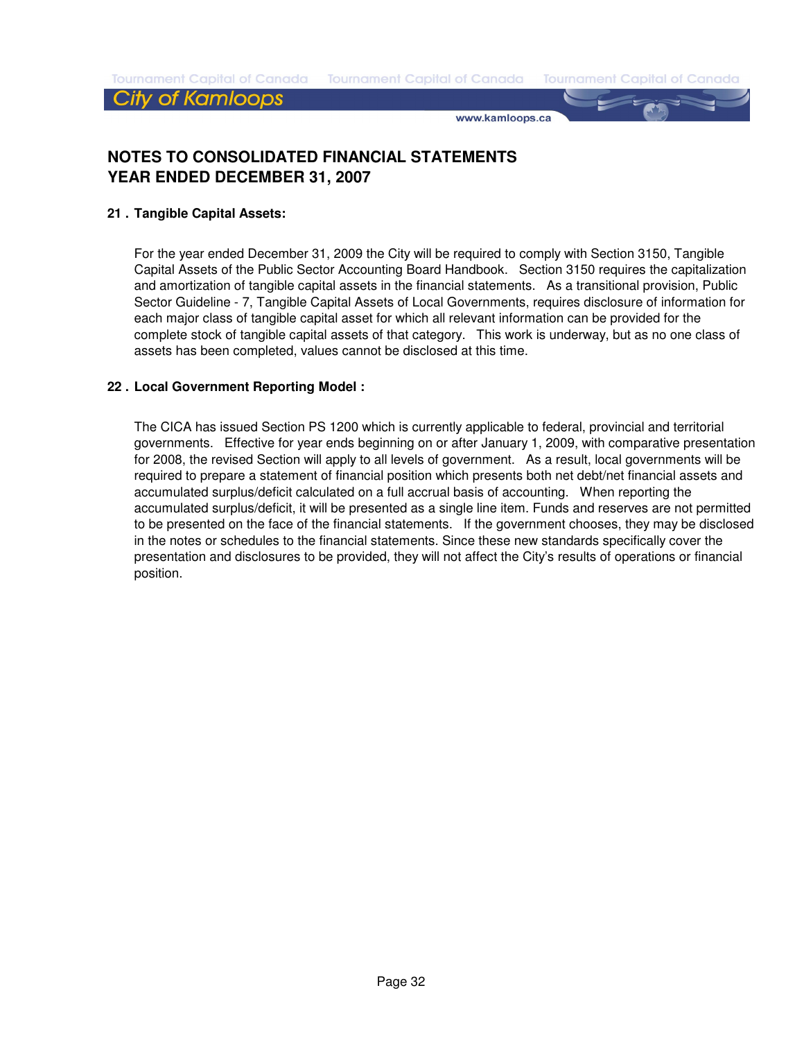# NOTES TO CONSOLIDATED FINANCIAL STATEMENTS
# YEAR ENDED DECEMBER 31, 2007

## 21 . Tangible Capital Assets:

For the year ended December 31, 2009 the City will be required to comply with Section 3150, Tangible Capital Assets of the Public Sector Accounting Board Handbook. Section 3150 requires the capitalization and amortization of tangible capital assets in the financial statements. As a transitional provision, Public Sector Guideline - 7, Tangible Capital Assets of Local Governments, requires disclosure of information for each major class of tangible capital asset for which all relevant information can be provided for the complete stock of tangible capital assets of that category. This work is underway, but as no one class of assets has been completed, values cannot be disclosed at this time.

## 22 . Local Government Reporting Model :

The CICA has issued Section PS 1200 which is currently applicable to federal, provincial and territorial governments. Effective for year ends beginning on or after January 1, 2009, with comparative presentation for 2008, the revised Section will apply to all levels of government. As a result, local governments will be required to prepare a statement of financial position which presents both net debt/net financial assets and accumulated surplus/deficit calculated on a full accrual basis of accounting. When reporting the accumulated surplus/deficit, it will be presented as a single line item. Funds and reserves are not permitted to be presented on the face of the financial statements. If the government chooses, they may be disclosed in the notes or schedules to the financial statements. Since these new standards specifically cover the presentation and disclosures to be provided, they will not affect the City's results of operations or financial position.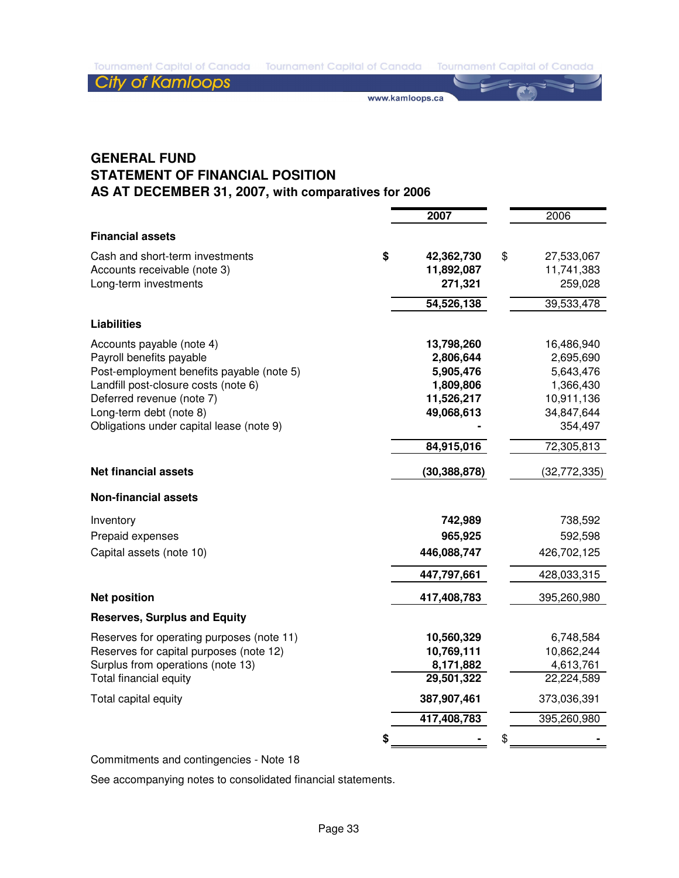# GENERAL FUND
# STATEMENT OF FINANCIAL POSITION
## AS AT DECEMBER 31, 2007, with comparatives for 2006

| | 2007 | 2006 |
|---|---|---|
| **Financial assets** | | |
| Cash and short-term investments | $ **42,362,730** | $ 27,533,067 |
| Accounts receivable (note 3) | **11,892,087** | 11,741,383 |
| Long-term investments | **271,321** | 259,028 |
| | **54,526,138** | 39,533,478 |
| **Liabilities** | | |
| Accounts payable (note 4) | **13,798,260** | 16,486,940 |
| Payroll benefits payable | **2,806,644** | 2,695,690 |
| Post-employment benefits payable (note 5) | **5,905,476** | 5,643,476 |
| Landfill post-closure costs (note 6) | **1,809,806** | 1,366,430 |
| Deferred revenue (note 7) | **11,526,217** | 10,911,136 |
| Long-term debt (note 8) | **49,068,613** | 34,847,644 |
| Obligations under capital lease (note 9) | **-** | 354,497 |
| | **84,915,016** | 72,305,813 |
| **Net financial assets** | **(30,388,878)** | (32,772,335) |
| **Non-financial assets** | | |
| Inventory | **742,989** | 738,592 |
| Prepaid expenses | **965,925** | 592,598 |
| Capital assets (note 10) | **446,088,747** | 426,702,125 |
| | **447,797,661** | 428,033,315 |
| **Net position** | **417,408,783** | 395,260,980 |
| **Reserves, Surplus and Equity** | | |
| Reserves for operating purposes (note 11) | **10,560,329** | 6,748,584 |
| Reserves for capital purposes (note 12) | **10,769,111** | 10,862,244 |
| Surplus from operations (note 13) | **8,171,882** | 4,613,761 |
| Total financial equity | **29,501,322** | 22,224,589 |
| Total capital equity | **387,907,461** | 373,036,391 |
| | **417,408,783** | 395,260,980 |
| | $ **-** | $ - |

Commitments and contingencies - Note 18

See accompanying notes to consolidated financial statements.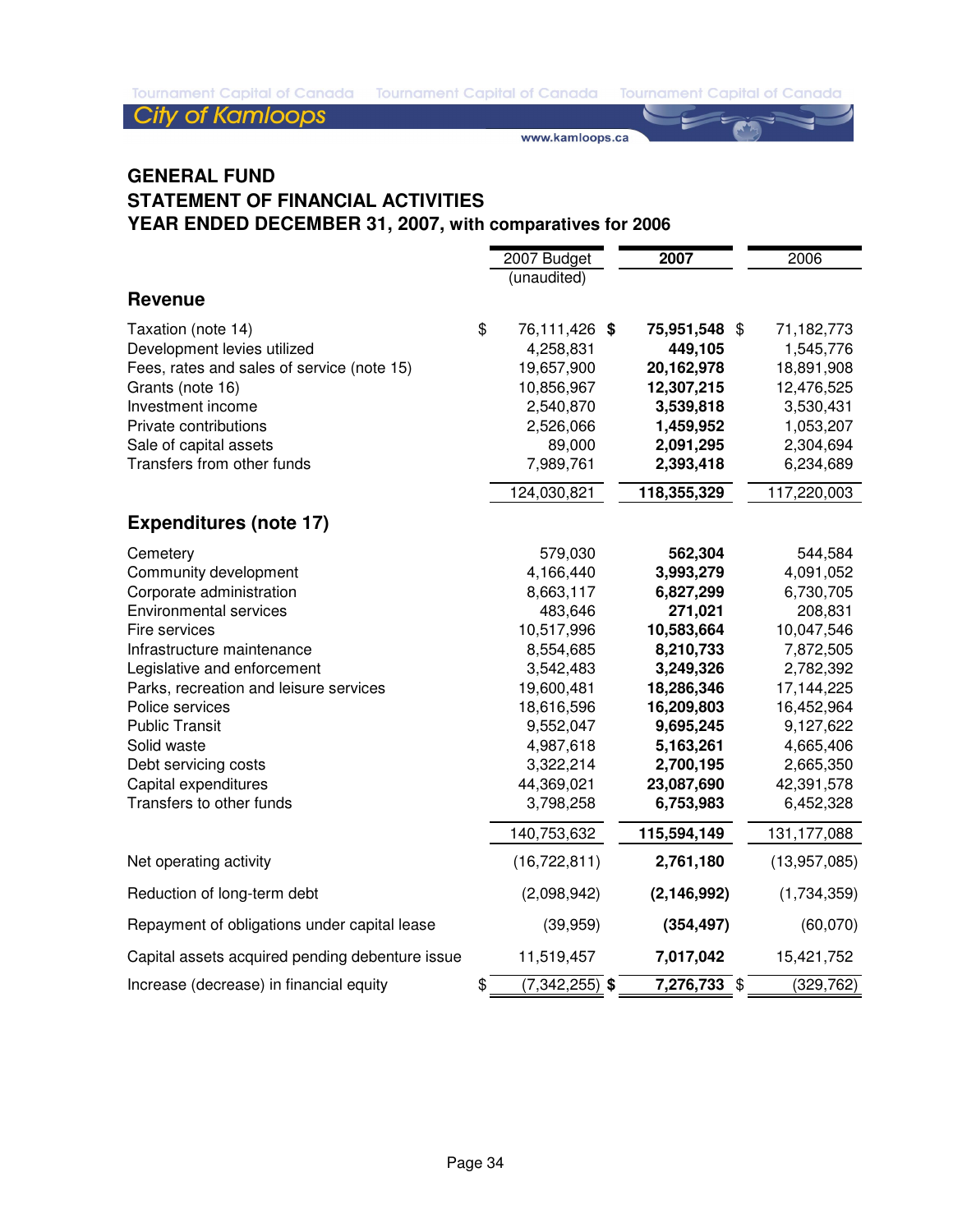## GENERAL FUND
## STATEMENT OF FINANCIAL ACTIVITIES
## YEAR ENDED DECEMBER 31, 2007, with comparatives for 2006

| | 2007 Budget (unaudited) | **2007** | 2006 |
|---|---|---|---|
| **Revenue** | | | |
| Taxation (note 14) | $ 76,111,426 | **$ 75,951,548** | $ 71,182,773 |
| Development levies utilized | 4,258,831 | **449,105** | 1,545,776 |
| Fees, rates and sales of service (note 15) | 19,657,900 | **20,162,978** | 18,891,908 |
| Grants (note 16) | 10,856,967 | **12,307,215** | 12,476,525 |
| Investment income | 2,540,870 | **3,539,818** | 3,530,431 |
| Private contributions | 2,526,066 | **1,459,952** | 1,053,207 |
| Sale of capital assets | 89,000 | **2,091,295** | 2,304,694 |
| Transfers from other funds | 7,989,761 | **2,393,418** | 6,234,689 |
| | 124,030,821 | **118,355,329** | 117,220,003 |
| **Expenditures (note 17)** | | | |
| Cemetery | 579,030 | **562,304** | 544,584 |
| Community development | 4,166,440 | **3,993,279** | 4,091,052 |
| Corporate administration | 8,663,117 | **6,827,299** | 6,730,705 |
| Environmental services | 483,646 | **271,021** | 208,831 |
| Fire services | 10,517,996 | **10,583,664** | 10,047,546 |
| Infrastructure maintenance | 8,554,685 | **8,210,733** | 7,872,505 |
| Legislative and enforcement | 3,542,483 | **3,249,326** | 2,782,392 |
| Parks, recreation and leisure services | 19,600,481 | **18,286,346** | 17,144,225 |
| Police services | 18,616,596 | **16,209,803** | 16,452,964 |
| Public Transit | 9,552,047 | **9,695,245** | 9,127,622 |
| Solid waste | 4,987,618 | **5,163,261** | 4,665,406 |
| Debt servicing costs | 3,322,214 | **2,700,195** | 2,665,350 |
| Capital expenditures | 44,369,021 | **23,087,690** | 42,391,578 |
| Transfers to other funds | 3,798,258 | **6,753,983** | 6,452,328 |
| | 140,753,632 | **115,594,149** | 131,177,088 |
| Net operating activity | (16,722,811) | **2,761,180** | (13,957,085) |
| Reduction of long-term debt | (2,098,942) | **(2,146,992)** | (1,734,359) |
| Repayment of obligations under capital lease | (39,959) | **(354,497)** | (60,070) |
| Capital assets acquired pending debenture issue | 11,519,457 | **7,017,042** | 15,421,752 |
| Increase (decrease) in financial equity | $ (7,342,255) | **$ 7,276,733** | $ (329,762) |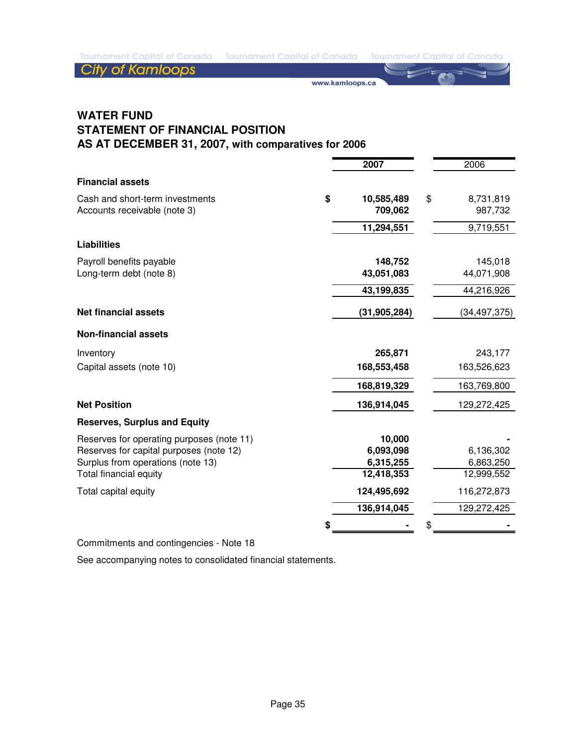# WATER FUND
## STATEMENT OF FINANCIAL POSITION
## AS AT DECEMBER 31, 2007, with comparatives for 2006

| | 2007 | 2006 |
|---|---|---|
| **Financial assets** | | |
| Cash and short-term investments | $ 10,585,489 | $ 8,731,819 |
| Accounts receivable (note 3) | 709,062 | 987,732 |
| | 11,294,551 | 9,719,551 |
| **Liabilities** | | |
| Payroll benefits payable | 148,752 | 145,018 |
| Long-term debt (note 8) | 43,051,083 | 44,071,908 |
| | 43,199,835 | 44,216,926 |
| **Net financial assets** | (31,905,284) | (34,497,375) |
| **Non-financial assets** | | |
| Inventory | 265,871 | 243,177 |
| Capital assets (note 10) | 168,553,458 | 163,526,623 |
| | 168,819,329 | 163,769,800 |
| **Net Position** | 136,914,045 | 129,272,425 |
| **Reserves, Surplus and Equity** | | |
| Reserves for operating purposes (note 11) | 10,000 | - |
| Reserves for capital purposes (note 12) | 6,093,098 | 6,136,302 |
| Surplus from operations (note 13) | 6,315,255 | 6,863,250 |
| Total financial equity | 12,418,353 | 12,999,552 |
| Total capital equity | 124,495,692 | 116,272,873 |
| | 136,914,045 | 129,272,425 |
| | $ - | $ - |

Commitments and contingencies - Note 18

See accompanying notes to consolidated financial statements.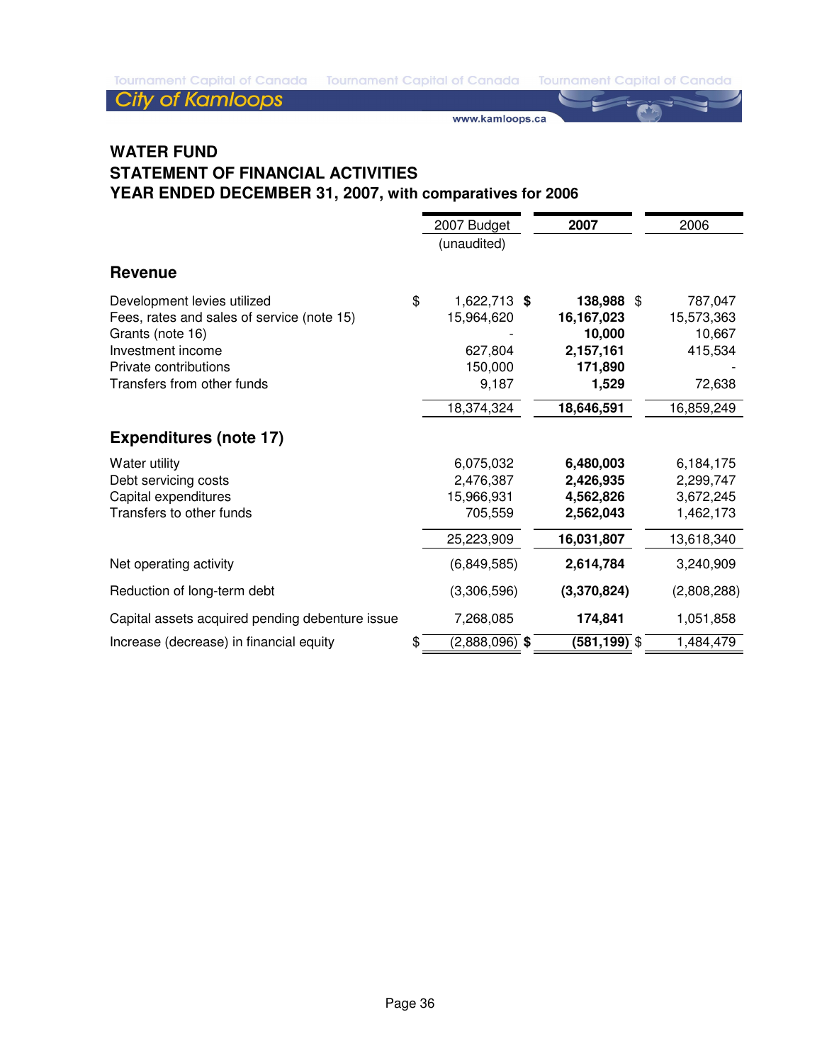# WATER FUND

## STATEMENT OF FINANCIAL ACTIVITIES

## YEAR ENDED DECEMBER 31, 2007, with comparatives for 2006

| | 2007 Budget (unaudited) | 2007 | 2006 |
|---|---|---|---|
| **Revenue** | | | |
| Development levies utilized | $ 1,622,713 | **$ 138,988** | $ 787,047 |
| Fees, rates and sales of service (note 15) | 15,964,620 | **16,167,023** | 15,573,363 |
| Grants (note 16) | - | **10,000** | 10,667 |
| Investment income | 627,804 | **2,157,161** | 415,534 |
| Private contributions | 150,000 | **171,890** | - |
| Transfers from other funds | 9,187 | **1,529** | 72,638 |
| | 18,374,324 | **18,646,591** | 16,859,249 |
| **Expenditures (note 17)** | | | |
| Water utility | 6,075,032 | **6,480,003** | 6,184,175 |
| Debt servicing costs | 2,476,387 | **2,426,935** | 2,299,747 |
| Capital expenditures | 15,966,931 | **4,562,826** | 3,672,245 |
| Transfers to other funds | 705,559 | **2,562,043** | 1,462,173 |
| | 25,223,909 | **16,031,807** | 13,618,340 |
| Net operating activity | (6,849,585) | **2,614,784** | 3,240,909 |
| Reduction of long-term debt | (3,306,596) | **(3,370,824)** | (2,808,288) |
| Capital assets acquired pending debenture issue | 7,268,085 | **174,841** | 1,051,858 |
| Increase (decrease) in financial equity | $ (2,888,096) | **$ (581,199)** | $ 1,484,479 |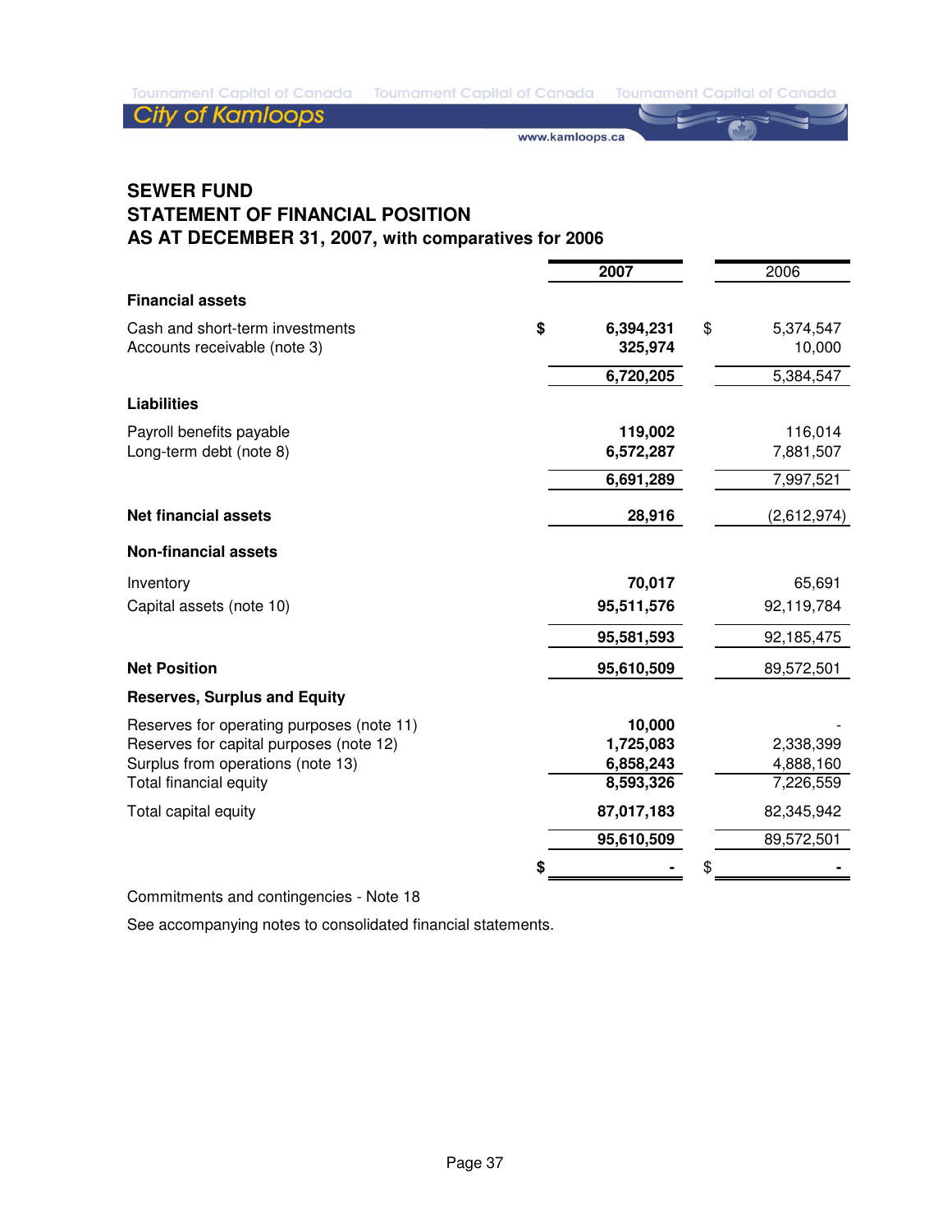# SEWER FUND
# STATEMENT OF FINANCIAL POSITION
## AS AT DECEMBER 31, 2007, with comparatives for 2006

| | 2007 | 2006 |
|---|---|---|
| **Financial assets** | | |
| Cash and short-term investments | $ **6,394,231** | $ 5,374,547 |
| Accounts receivable (note 3) | **325,974** | 10,000 |
| | **6,720,205** | 5,384,547 |
| **Liabilities** | | |
| Payroll benefits payable | **119,002** | 116,014 |
| Long-term debt (note 8) | **6,572,287** | 7,881,507 |
| | **6,691,289** | 7,997,521 |
| **Net financial assets** | **28,916** | (2,612,974) |
| **Non-financial assets** | | |
| Inventory | **70,017** | 65,691 |
| Capital assets (note 10) | **95,511,576** | 92,119,784 |
| | **95,581,593** | 92,185,475 |
| **Net Position** | **95,610,509** | 89,572,501 |
| **Reserves, Surplus and Equity** | | |
| Reserves for operating purposes (note 11) | **10,000** | - |
| Reserves for capital purposes (note 12) | **1,725,083** | 2,338,399 |
| Surplus from operations (note 13) | **6,858,243** | 4,888,160 |
| Total financial equity | **8,593,326** | 7,226,559 |
| Total capital equity | **87,017,183** | 82,345,942 |
| | **95,610,509** | 89,572,501 |
| | $ **-** | $ - |

Commitments and contingencies - Note 18

See accompanying notes to consolidated financial statements.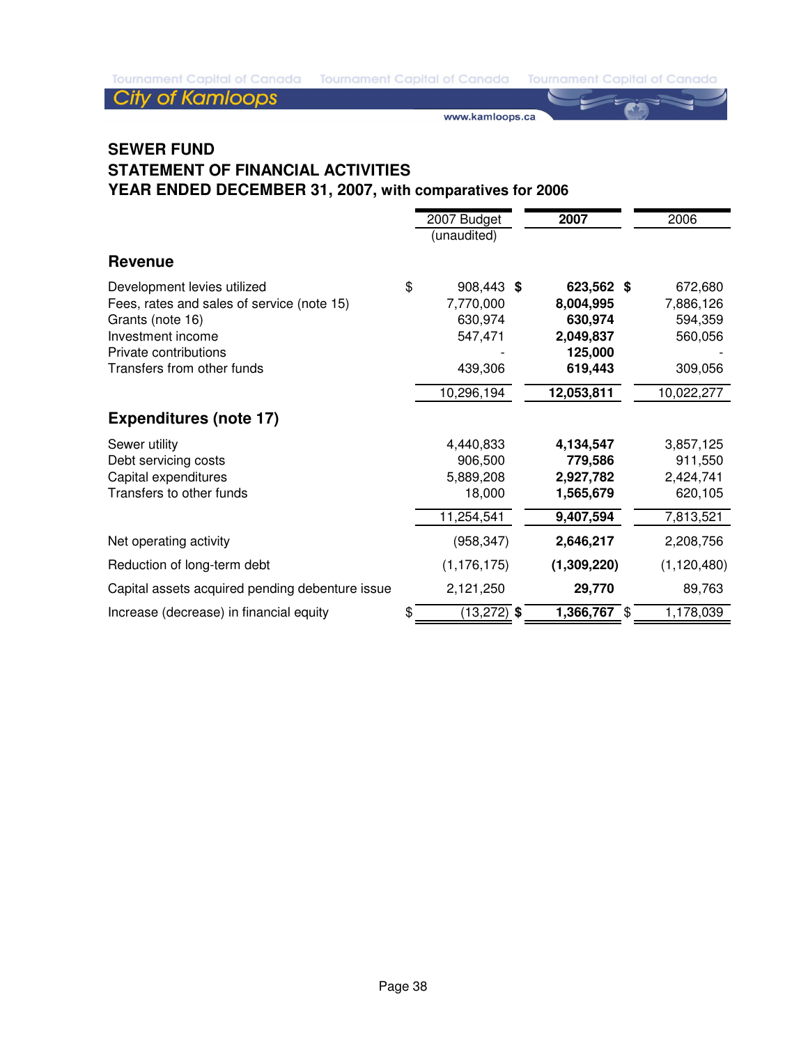## SEWER FUND
## STATEMENT OF FINANCIAL ACTIVITIES
## YEAR ENDED DECEMBER 31, 2007, with comparatives for 2006

| | 2007 Budget (unaudited) | **2007** | 2006 |
|---|---|---|---|
| **Revenue** | | | |
| Development levies utilized | $ 908,443 | **$ 623,562** | $ 672,680 |
| Fees, rates and sales of service (note 15) | 7,770,000 | **8,004,995** | 7,886,126 |
| Grants (note 16) | 630,974 | **630,974** | 594,359 |
| Investment income | 547,471 | **2,049,837** | 560,056 |
| Private contributions | - | **125,000** | - |
| Transfers from other funds | 439,306 | **619,443** | 309,056 |
| | 10,296,194 | **12,053,811** | 10,022,277 |
| **Expenditures (note 17)** | | | |
| Sewer utility | 4,440,833 | **4,134,547** | 3,857,125 |
| Debt servicing costs | 906,500 | **779,586** | 911,550 |
| Capital expenditures | 5,889,208 | **2,927,782** | 2,424,741 |
| Transfers to other funds | 18,000 | **1,565,679** | 620,105 |
| | 11,254,541 | **9,407,594** | 7,813,521 |
| Net operating activity | (958,347) | **2,646,217** | 2,208,756 |
| Reduction of long-term debt | (1,176,175) | **(1,309,220)** | (1,120,480) |
| Capital assets acquired pending debenture issue | 2,121,250 | **29,770** | 89,763 |
| Increase (decrease) in financial equity | $ (13,272) | **$ 1,366,767** | $ 1,178,039 |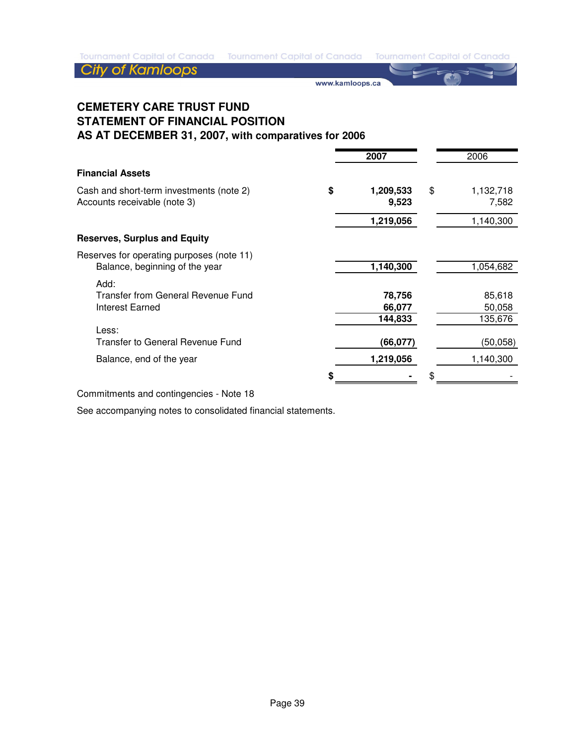# CEMETERY CARE TRUST FUND
# STATEMENT OF FINANCIAL POSITION
## AS AT DECEMBER 31, 2007, with comparatives for 2006

| | 2007 | 2006 |
|---|---|---|
| **Financial Assets** | | |
| Cash and short-term investments (note 2) | **$ 1,209,533** | $ 1,132,718 |
| Accounts receivable (note 3) | **9,523** | 7,582 |
| | **1,219,056** | 1,140,300 |
| **Reserves, Surplus and Equity** | | |
| Reserves for operating purposes (note 11) | | |
| Balance, beginning of the year | **1,140,300** | 1,054,682 |
| Add: | | |
| Transfer from General Revenue Fund | **78,756** | 85,618 |
| Interest Earned | **66,077** | 50,058 |
| | **144,833** | 135,676 |
| Less: | | |
| Transfer to General Revenue Fund | **(66,077)** | (50,058) |
| Balance, end of the year | **1,219,056** | 1,140,300 |
| | **$ -** | $ - |

Commitments and contingencies - Note 18

See accompanying notes to consolidated financial statements.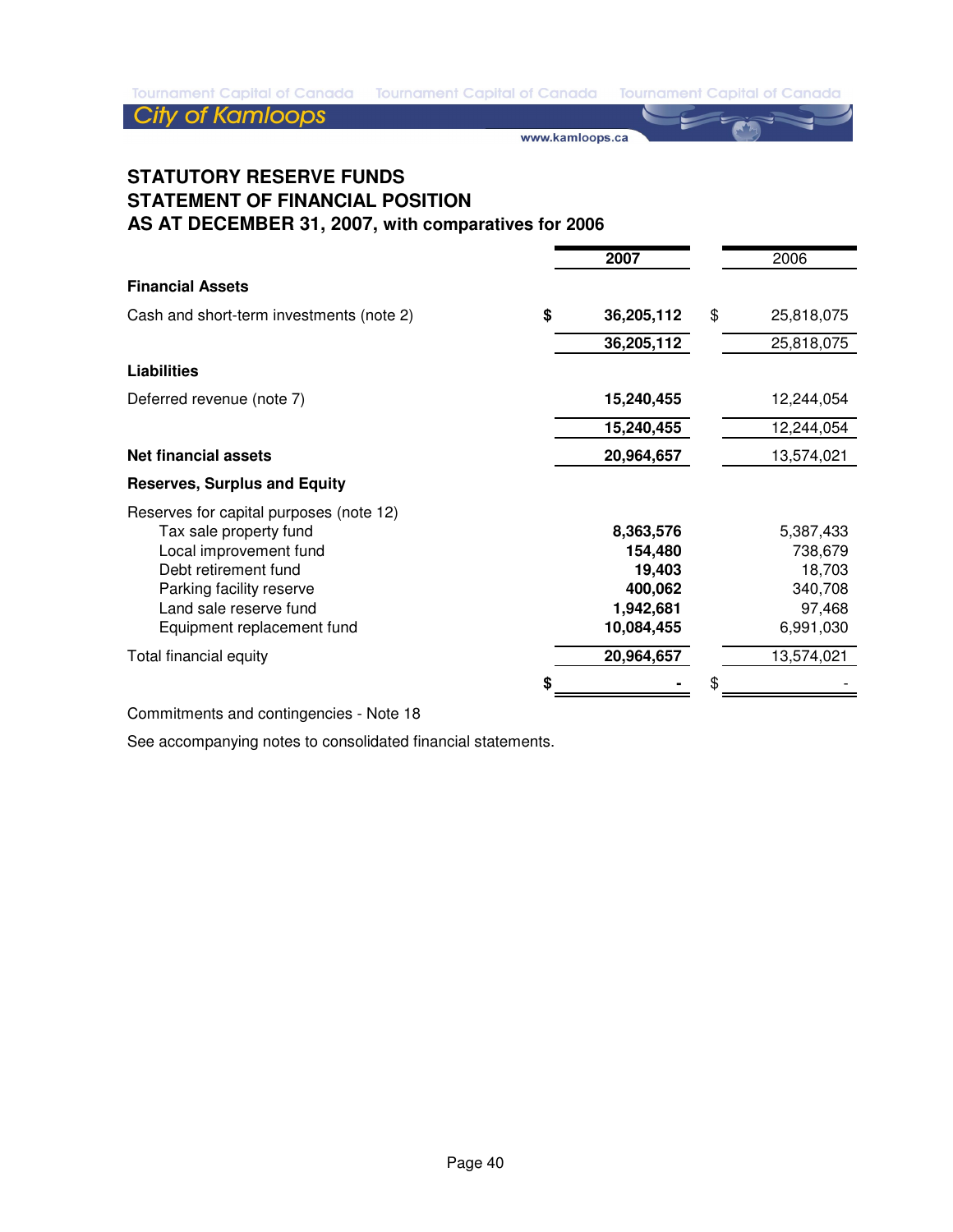# STATUTORY RESERVE FUNDS
# STATEMENT OF FINANCIAL POSITION
## AS AT DECEMBER 31, 2007, with comparatives for 2006

| | 2007 | 2006 |
|---|---|---|
| **Financial Assets** | | |
| Cash and short-term investments (note 2) | $ **36,205,112** | $ 25,818,075 |
| | **36,205,112** | 25,818,075 |
| **Liabilities** | | |
| Deferred revenue (note 7) | **15,240,455** | 12,244,054 |
| | **15,240,455** | 12,244,054 |
| **Net financial assets** | **20,964,657** | 13,574,021 |
| **Reserves, Surplus and Equity** | | |
| Reserves for capital purposes (note 12) | | |
| Tax sale property fund | **8,363,576** | 5,387,433 |
| Local improvement fund | **154,480** | 738,679 |
| Debt retirement fund | **19,403** | 18,703 |
| Parking facility reserve | **400,062** | 340,708 |
| Land sale reserve fund | **1,942,681** | 97,468 |
| Equipment replacement fund | **10,084,455** | 6,991,030 |
| Total financial equity | **20,964,657** | 13,574,021 |
| | $ **-** | $ - |

Commitments and contingencies - Note 18

See accompanying notes to consolidated financial statements.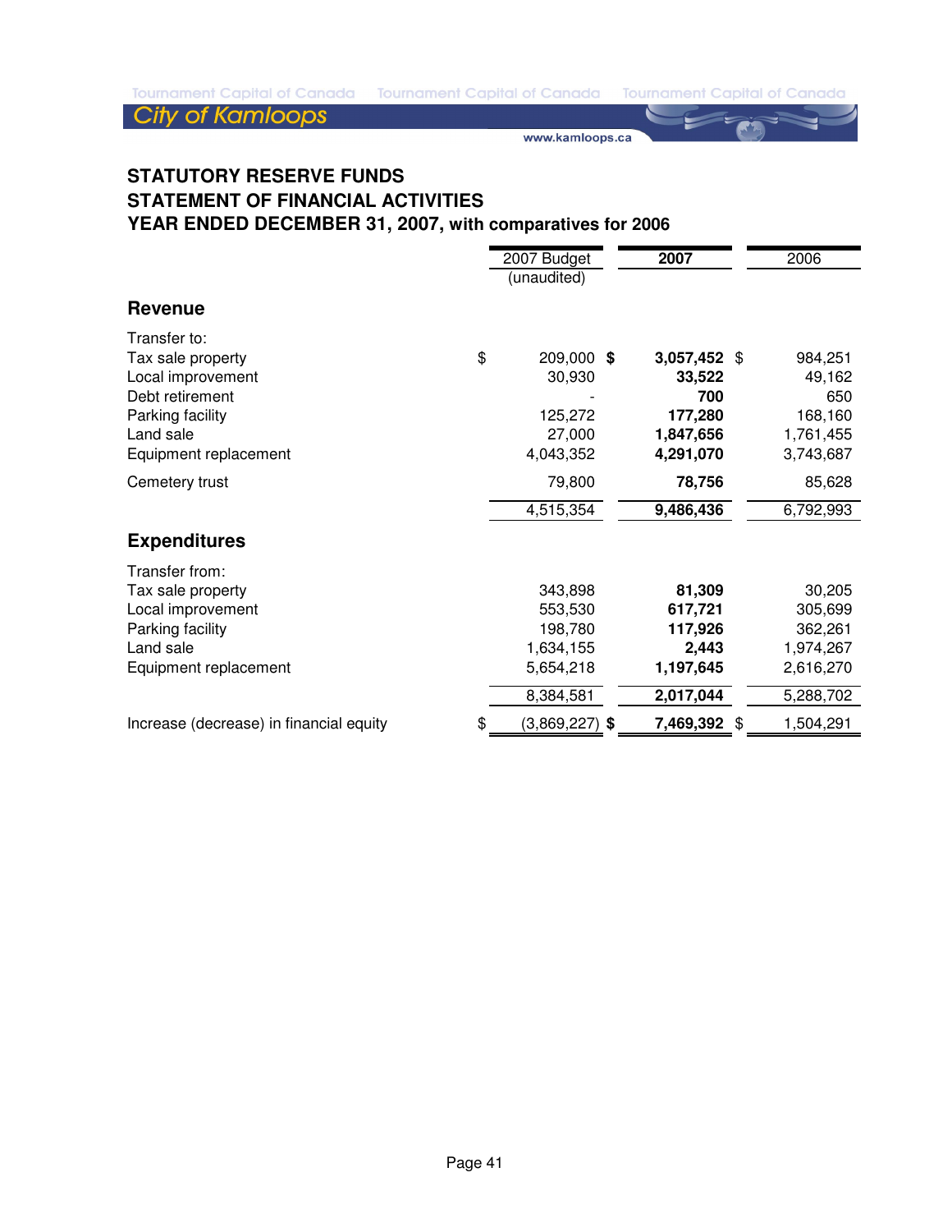# STATUTORY RESERVE FUNDS
# STATEMENT OF FINANCIAL ACTIVITIES
# YEAR ENDED DECEMBER 31, 2007, with comparatives for 2006

| | 2007 Budget (unaudited) | **2007** | 2006 |
|---|---|---|---|
| **Revenue** | | | |
| Transfer to: | | | |
| Tax sale property | $ 209,000 | **$ 3,057,452** | $ 984,251 |
| Local improvement | 30,930 | **33,522** | 49,162 |
| Debt retirement | - | **700** | 650 |
| Parking facility | 125,272 | **177,280** | 168,160 |
| Land sale | 27,000 | **1,847,656** | 1,761,455 |
| Equipment replacement | 4,043,352 | **4,291,070** | 3,743,687 |
| Cemetery trust | 79,800 | **78,756** | 85,628 |
| | 4,515,354 | **9,486,436** | 6,792,993 |
| **Expenditures** | | | |
| Transfer from: | | | |
| Tax sale property | 343,898 | **81,309** | 30,205 |
| Local improvement | 553,530 | **617,721** | 305,699 |
| Parking facility | 198,780 | **117,926** | 362,261 |
| Land sale | 1,634,155 | **2,443** | 1,974,267 |
| Equipment replacement | 5,654,218 | **1,197,645** | 2,616,270 |
| | 8,384,581 | **2,017,044** | 5,288,702 |
| Increase (decrease) in financial equity | $ (3,869,227) | **$ 7,469,392** | $ 1,504,291 |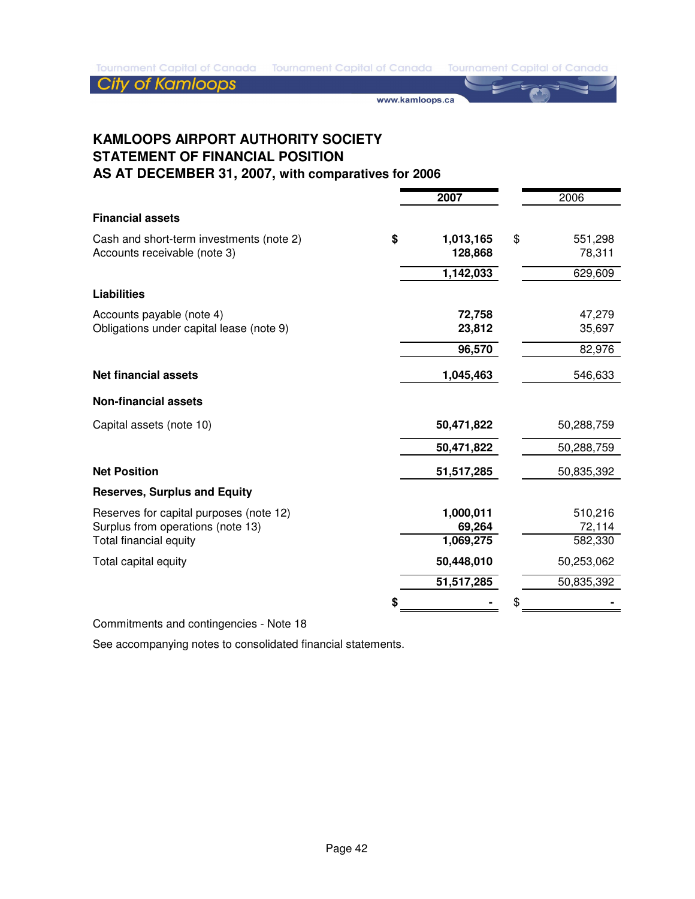# KAMLOOPS AIRPORT AUTHORITY SOCIETY
## STATEMENT OF FINANCIAL POSITION
## AS AT DECEMBER 31, 2007, with comparatives for 2006

| | 2007 | 2006 |
|---|---|---|
| **Financial assets** | | |
| Cash and short-term investments (note 2) | $ 1,013,165 | $ 551,298 |
| Accounts receivable (note 3) | 128,868 | 78,311 |
| | 1,142,033 | 629,609 |
| **Liabilities** | | |
| Accounts payable (note 4) | 72,758 | 47,279 |
| Obligations under capital lease (note 9) | 23,812 | 35,697 |
| | 96,570 | 82,976 |
| **Net financial assets** | 1,045,463 | 546,633 |
| **Non-financial assets** | | |
| Capital assets (note 10) | 50,471,822 | 50,288,759 |
| | 50,471,822 | 50,288,759 |
| **Net Position** | 51,517,285 | 50,835,392 |
| **Reserves, Surplus and Equity** | | |
| Reserves for capital purposes (note 12) | 1,000,011 | 510,216 |
| Surplus from operations (note 13) | 69,264 | 72,114 |
| Total financial equity | 1,069,275 | 582,330 |
| Total capital equity | 50,448,010 | 50,253,062 |
| | 51,517,285 | 50,835,392 |
| | $ - | $ - |

Commitments and contingencies - Note 18

See accompanying notes to consolidated financial statements.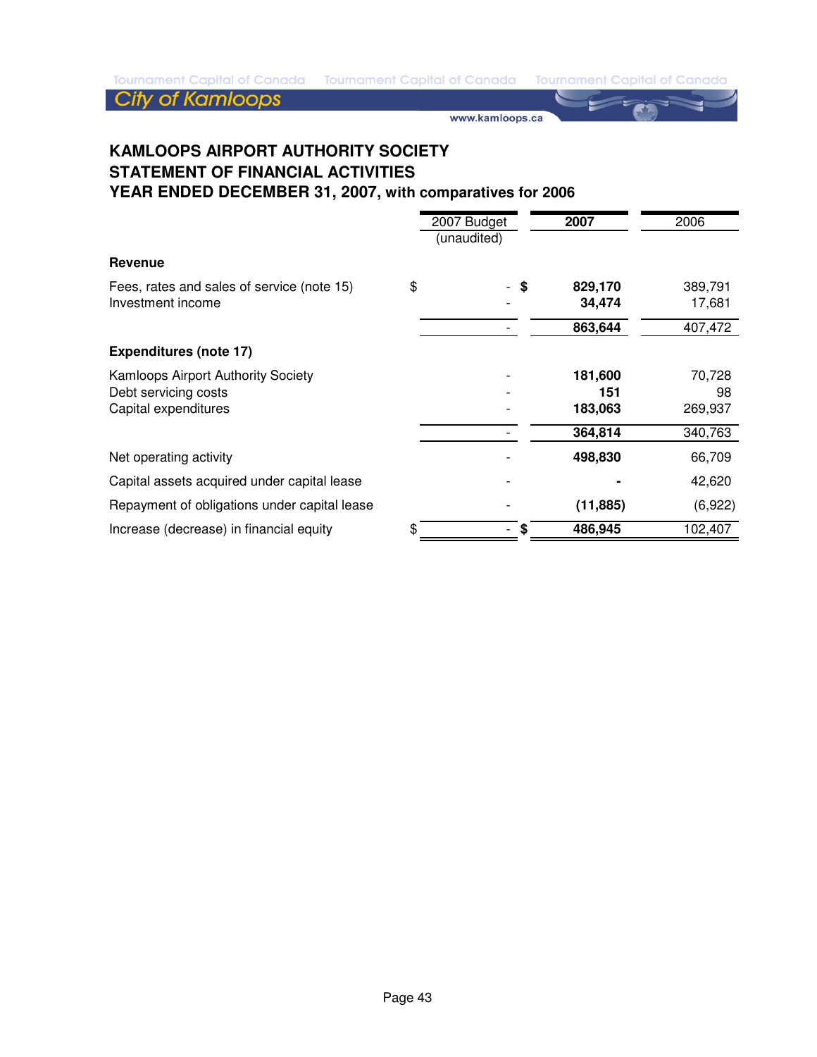# KAMLOOPS AIRPORT AUTHORITY SOCIETY
## STATEMENT OF FINANCIAL ACTIVITIES
## YEAR ENDED DECEMBER 31, 2007, with comparatives for 2006

| | 2007 Budget (unaudited) | **2007** | 2006 |
|---|---|---|---|
| **Revenue** | | | |
| Fees, rates and sales of service (note 15) | $ - | **$ 829,170** | 389,791 |
| Investment income | - | **34,474** | 17,681 |
| | - | **863,644** | 407,472 |
| **Expenditures (note 17)** | | | |
| Kamloops Airport Authority Society | - | **181,600** | 70,728 |
| Debt servicing costs | - | **151** | 98 |
| Capital expenditures | - | **183,063** | 269,937 |
| | - | **364,814** | 340,763 |
| Net operating activity | - | **498,830** | 66,709 |
| Capital assets acquired under capital lease | - | **-** | 42,620 |
| Repayment of obligations under capital lease | - | **(11,885)** | (6,922) |
| Increase (decrease) in financial equity | $ - | **$ 486,945** | 102,407 |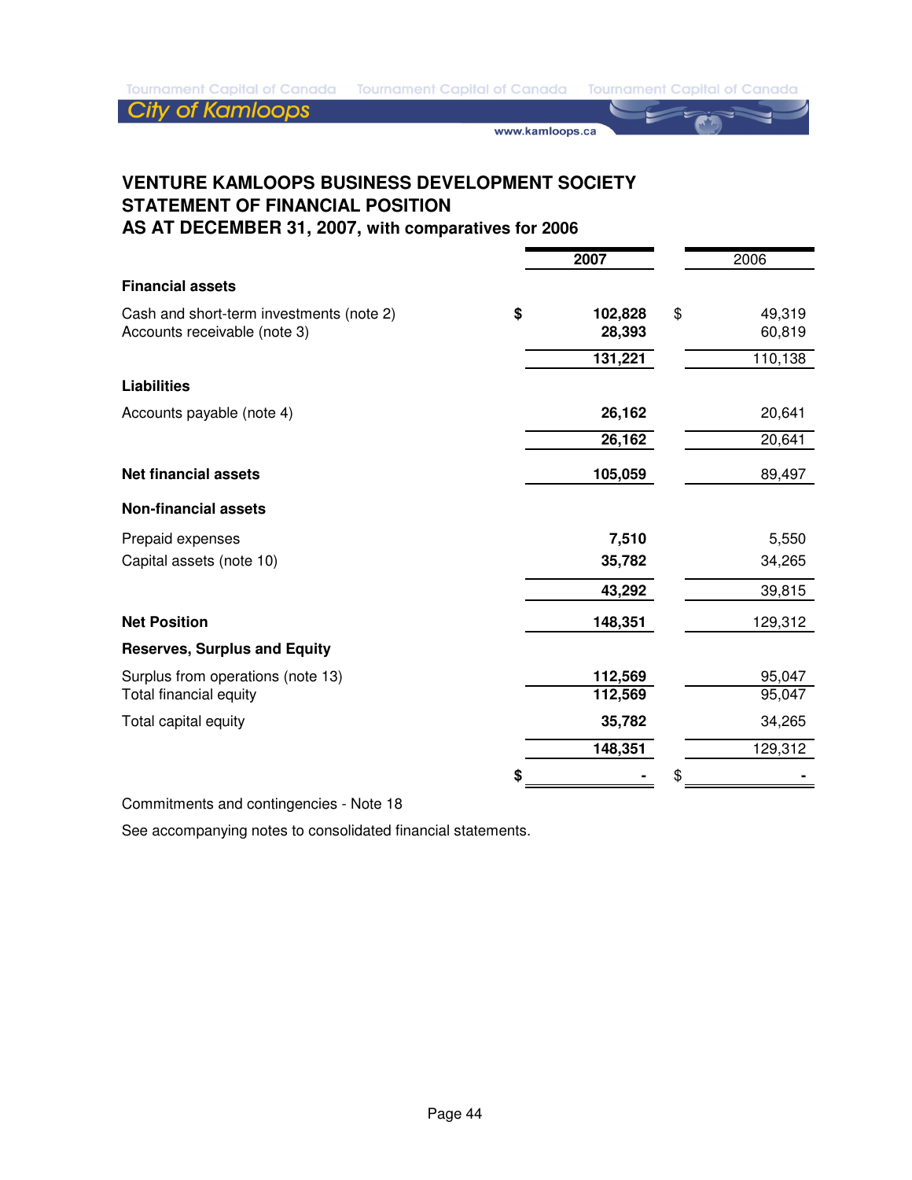# VENTURE KAMLOOPS BUSINESS DEVELOPMENT SOCIETY
## STATEMENT OF FINANCIAL POSITION
### AS AT DECEMBER 31, 2007, with comparatives for 2006

| | 2007 | 2006 |
|---|---|---|
| **Financial assets** | | |
| Cash and short-term investments (note 2) | **$ 102,828** | $ 49,319 |
| Accounts receivable (note 3) | **28,393** | 60,819 |
| | **131,221** | 110,138 |
| **Liabilities** | | |
| Accounts payable (note 4) | **26,162** | 20,641 |
| | **26,162** | 20,641 |
| **Net financial assets** | **105,059** | 89,497 |
| **Non-financial assets** | | |
| Prepaid expenses | **7,510** | 5,550 |
| Capital assets (note 10) | **35,782** | 34,265 |
| | **43,292** | 39,815 |
| **Net Position** | **148,351** | 129,312 |
| **Reserves, Surplus and Equity** | | |
| Surplus from operations (note 13) | **112,569** | 95,047 |
| Total financial equity | **112,569** | 95,047 |
| Total capital equity | **35,782** | 34,265 |
| | **148,351** | 129,312 |
| | **$ -** | $ - |

Commitments and contingencies - Note 18

See accompanying notes to consolidated financial statements.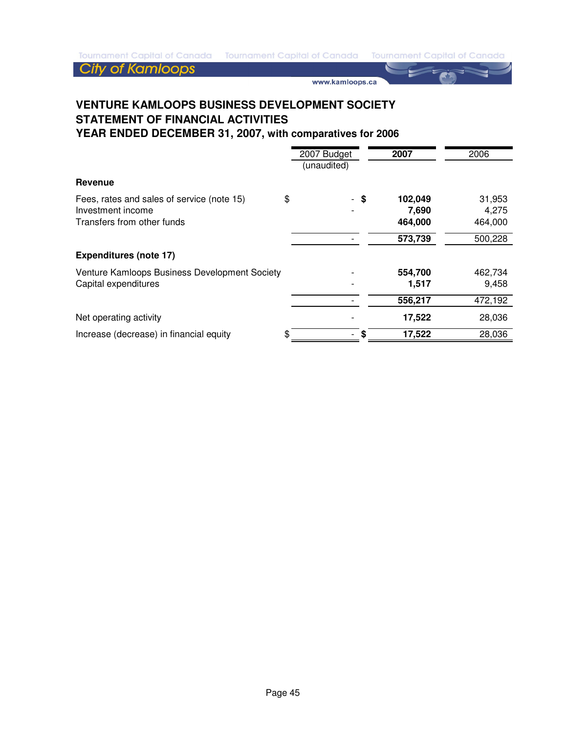# VENTURE KAMLOOPS BUSINESS DEVELOPMENT SOCIETY
## STATEMENT OF FINANCIAL ACTIVITIES
### YEAR ENDED DECEMBER 31, 2007, with comparatives for 2006

| | 2007 Budget (unaudited) | 2007 | 2006 |
|---|---|---|---|
| **Revenue** | | | |
| Fees, rates and sales of service (note 15) | $ - | $ **102,049** | 31,953 |
| Investment income | - | **7,690** | 4,275 |
| Transfers from other funds | | **464,000** | 464,000 |
| | - | **573,739** | 500,228 |
| **Expenditures (note 17)** | | | |
| Venture Kamloops Business Development Society | - | **554,700** | 462,734 |
| Capital expenditures | - | **1,517** | 9,458 |
| | - | **556,217** | 472,192 |
| Net operating activity | - | **17,522** | 28,036 |
| Increase (decrease) in financial equity | $ - | $ **17,522** | 28,036 |